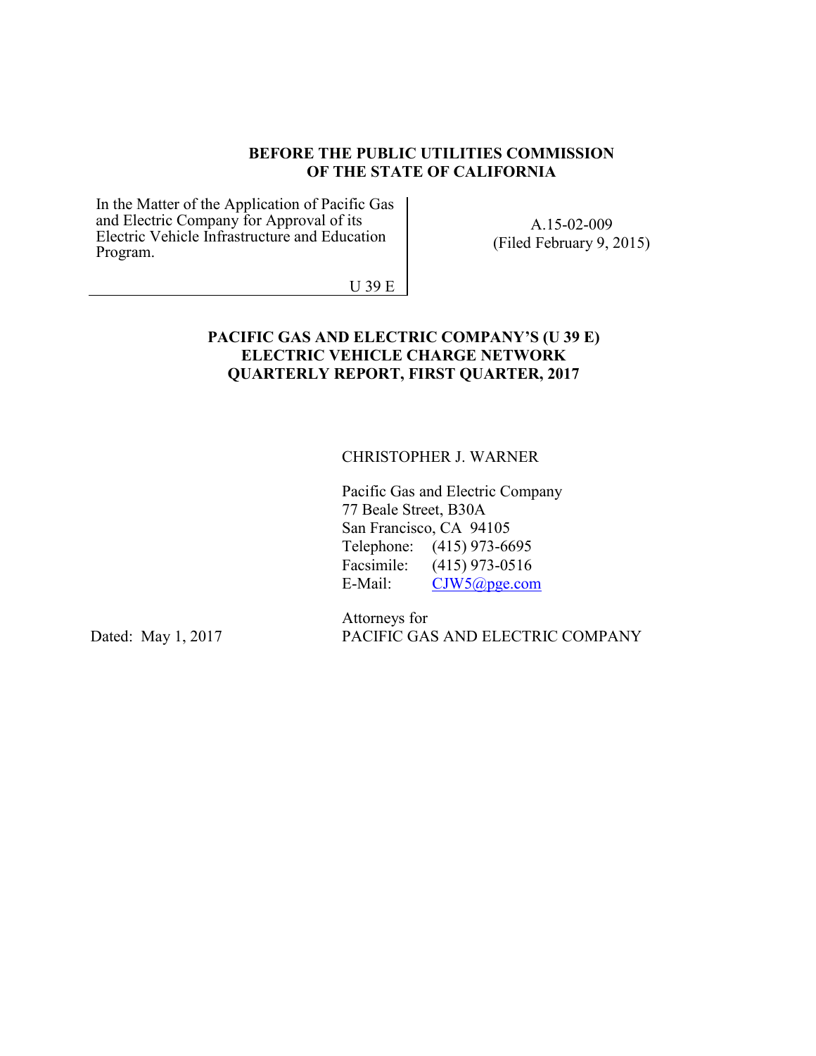**BEFORE THE PUBLIC UTILITIES COMMISSION OF THE STATE OF CALIFORNIA**

| In the Matter of the Application of Pacific Gas and Electric Company for Approval of its Electric Vehicle Infrastructure and Education Program. U 39 E | A.15-02-009 (Filed February 9, 2015) |
|---|---|

**PACIFIC GAS AND ELECTRIC COMPANY'S (U 39 E) ELECTRIC VEHICLE CHARGE NETWORK QUARTERLY REPORT, FIRST QUARTER, 2017**

CHRISTOPHER J. WARNER

Pacific Gas and Electric Company
77 Beale Street, B30A
San Francisco, CA 94105
Telephone: (415) 973-6695
Facsimile: (415) 973-0516
E-Mail: CJW5@pge.com

Attorneys for
PACIFIC GAS AND ELECTRIC COMPANY

Dated: May 1, 2017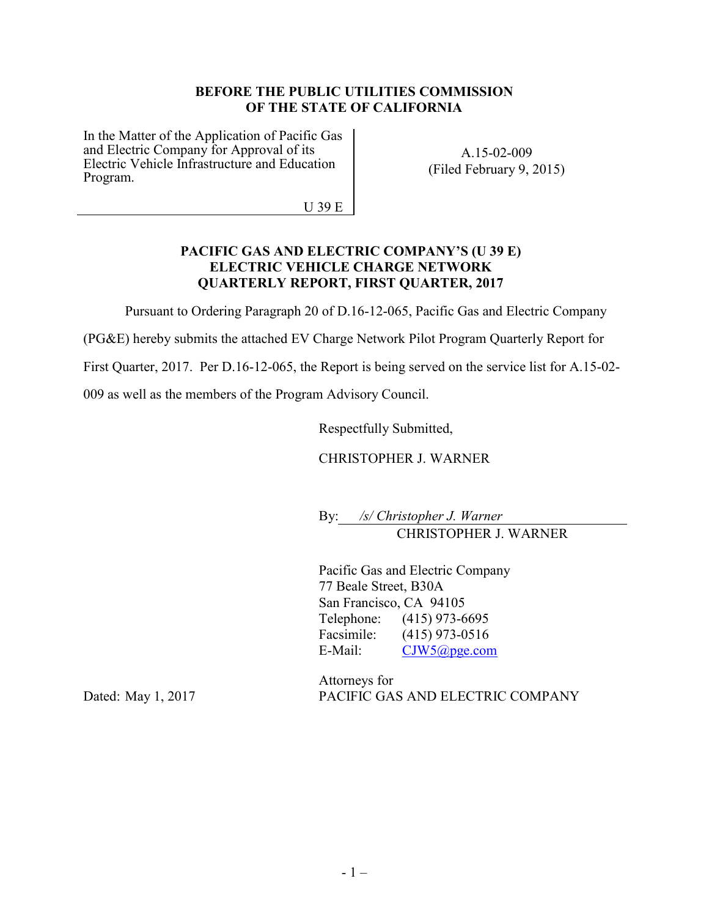**BEFORE THE PUBLIC UTILITIES COMMISSION**
**OF THE STATE OF CALIFORNIA**

| | |
|---|---|
| In the Matter of the Application of Pacific Gas and Electric Company for Approval of its Electric Vehicle Infrastructure and Education Program.<br><br>U 39 E | A.15-02-009<br>(Filed February 9, 2015) |

**PACIFIC GAS AND ELECTRIC COMPANY'S (U 39 E)**
**ELECTRIC VEHICLE CHARGE NETWORK**
**QUARTERLY REPORT, FIRST QUARTER, 2017**

Pursuant to Ordering Paragraph 20 of D.16-12-065, Pacific Gas and Electric Company (PG&E) hereby submits the attached EV Charge Network Pilot Program Quarterly Report for First Quarter, 2017. Per D.16-12-065, the Report is being served on the service list for A.15-02-009 as well as the members of the Program Advisory Council.

Respectfully Submitted,

CHRISTOPHER J. WARNER

By: */s/ Christopher J. Warner*
CHRISTOPHER J. WARNER

Pacific Gas and Electric Company
77 Beale Street, B30A
San Francisco, CA 94105
Telephone: (415) 973-6695
Facsimile: (415) 973-0516
E-Mail: CJW5@pge.com

Attorneys for
PACIFIC GAS AND ELECTRIC COMPANY

Dated: May 1, 2017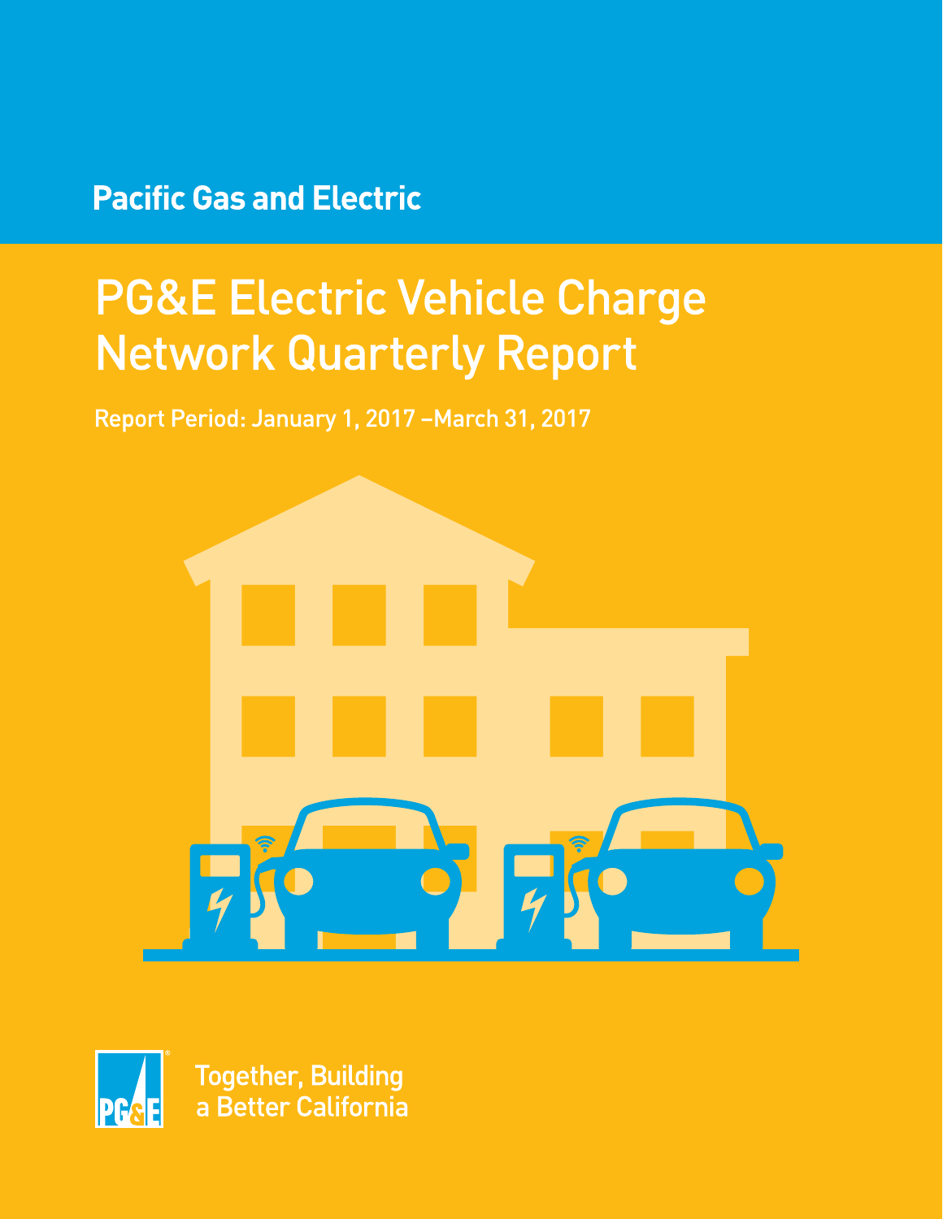Pacific Gas and Electric

# PG&E Electric Vehicle Charge Network Quarterly Report

Report Period: January 1, 2017 –March 31, 2017

Together, Building a Better California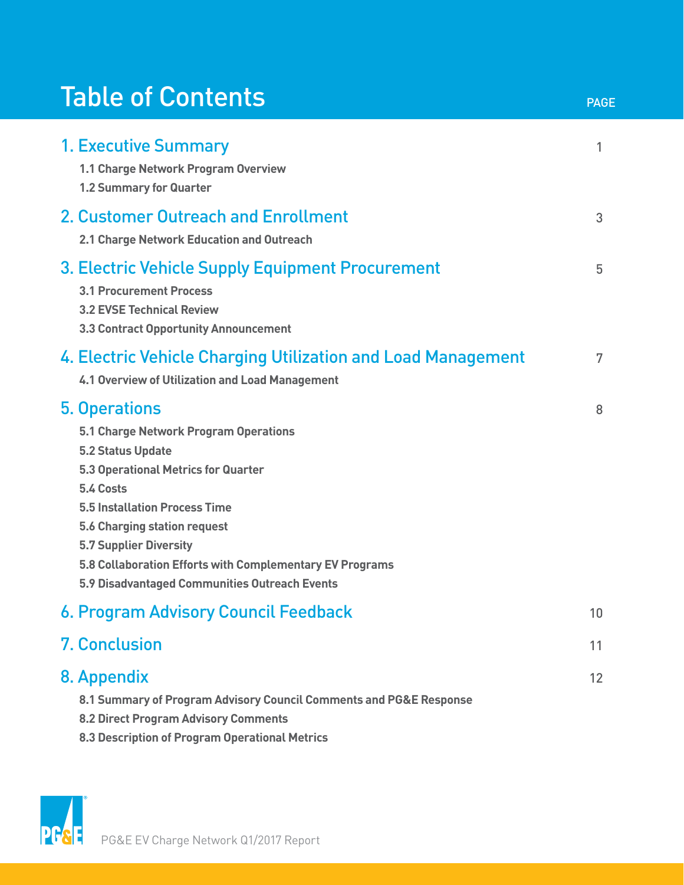# Table of Contents

| | PAGE |
|---|---|
| **1. Executive Summary** | 1 |
| 1.1 Charge Network Program Overview | |
| 1.2 Summary for Quarter | |
| **2. Customer Outreach and Enrollment** | 3 |
| 2.1 Charge Network Education and Outreach | |
| **3. Electric Vehicle Supply Equipment Procurement** | 5 |
| 3.1 Procurement Process | |
| 3.2 EVSE Technical Review | |
| 3.3 Contract Opportunity Announcement | |
| **4. Electric Vehicle Charging Utilization and Load Management** | 7 |
| 4.1 Overview of Utilization and Load Management | |
| **5. Operations** | 8 |
| 5.1 Charge Network Program Operations | |
| 5.2 Status Update | |
| 5.3 Operational Metrics for Quarter | |
| 5.4 Costs | |
| 5.5 Installation Process Time | |
| 5.6 Charging station request | |
| 5.7 Supplier Diversity | |
| 5.8 Collaboration Efforts with Complementary EV Programs | |
| 5.9 Disadvantaged Communities Outreach Events | |
| **6. Program Advisory Council Feedback** | 10 |
| **7. Conclusion** | 11 |
| **8. Appendix** | 12 |
| 8.1 Summary of Program Advisory Council Comments and PG&E Response | |
| 8.2 Direct Program Advisory Comments | |
| 8.3 Description of Program Operational Metrics | |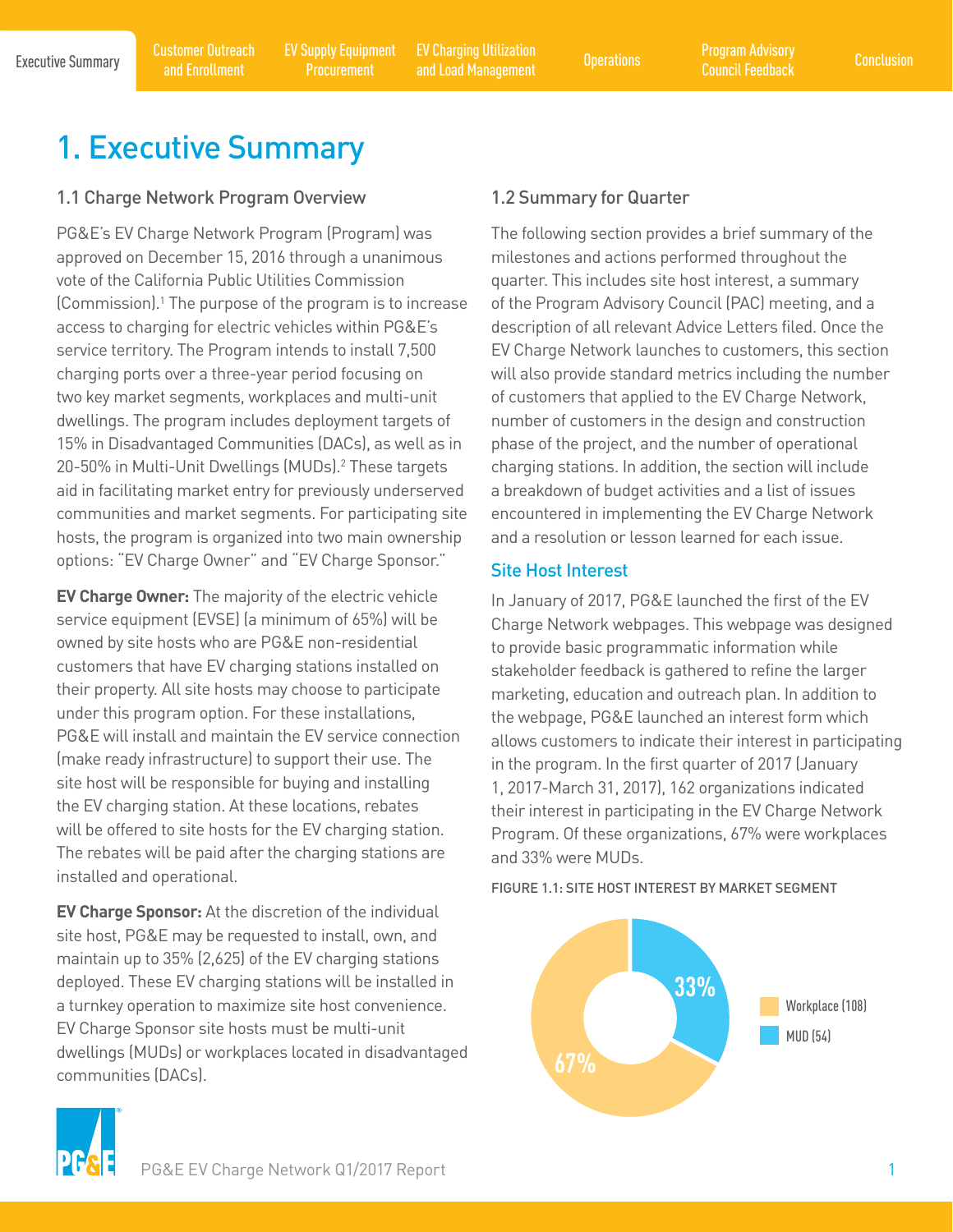# 1. Executive Summary

## 1.1 Charge Network Program Overview

PG&E's EV Charge Network Program (Program) was approved on December 15, 2016 through a unanimous vote of the California Public Utilities Commission (Commission).[1] The purpose of the program is to increase access to charging for electric vehicles within PG&E's service territory. The Program intends to install 7,500 charging ports over a three-year period focusing on two key market segments, workplaces and multi-unit dwellings. The program includes deployment targets of 15% in Disadvantaged Communities (DACs), as well as in 20-50% in Multi-Unit Dwellings (MUDs).[2] These targets aid in facilitating market entry for previously underserved communities and market segments. For participating site hosts, the program is organized into two main ownership options: "EV Charge Owner" and "EV Charge Sponsor."

**EV Charge Owner:** The majority of the electric vehicle service equipment (EVSE) (a minimum of 65%) will be owned by site hosts who are PG&E non-residential customers that have EV charging stations installed on their property. All site hosts may choose to participate under this program option. For these installations, PG&E will install and maintain the EV service connection (make ready infrastructure) to support their use. The site host will be responsible for buying and installing the EV charging station. At these locations, rebates will be offered to site hosts for the EV charging station. The rebates will be paid after the charging stations are installed and operational.

**EV Charge Sponsor:** At the discretion of the individual site host, PG&E may be requested to install, own, and maintain up to 35% (2,625) of the EV charging stations deployed. These EV charging stations will be installed in a turnkey operation to maximize site host convenience. EV Charge Sponsor site hosts must be multi-unit dwellings (MUDs) or workplaces located in disadvantaged communities (DACs).

## 1.2 Summary for Quarter

The following section provides a brief summary of the milestones and actions performed throughout the quarter. This includes site host interest, a summary of the Program Advisory Council (PAC) meeting, and a description of all relevant Advice Letters filed. Once the EV Charge Network launches to customers, this section will also provide standard metrics including the number of customers that applied to the EV Charge Network, number of customers in the design and construction phase of the project, and the number of operational charging stations. In addition, the section will include a breakdown of budget activities and a list of issues encountered in implementing the EV Charge Network and a resolution or lesson learned for each issue.

### Site Host Interest

In January of 2017, PG&E launched the first of the EV Charge Network webpages. This webpage was designed to provide basic programmatic information while stakeholder feedback is gathered to refine the larger marketing, education and outreach plan. In addition to the webpage, PG&E launched an interest form which allows customers to indicate their interest in participating in the program. In the first quarter of 2017 (January 1, 2017-March 31, 2017), 162 organizations indicated their interest in participating in the EV Charge Network Program. Of these organizations, 67% were workplaces and 33% were MUDs.

FIGURE 1.1: SITE HOST INTEREST BY MARKET SEGMENT

| Segment | Count | Share |
|---|---|---|
| Workplace | 108 | 67% |
| MUD | 54 | 33% |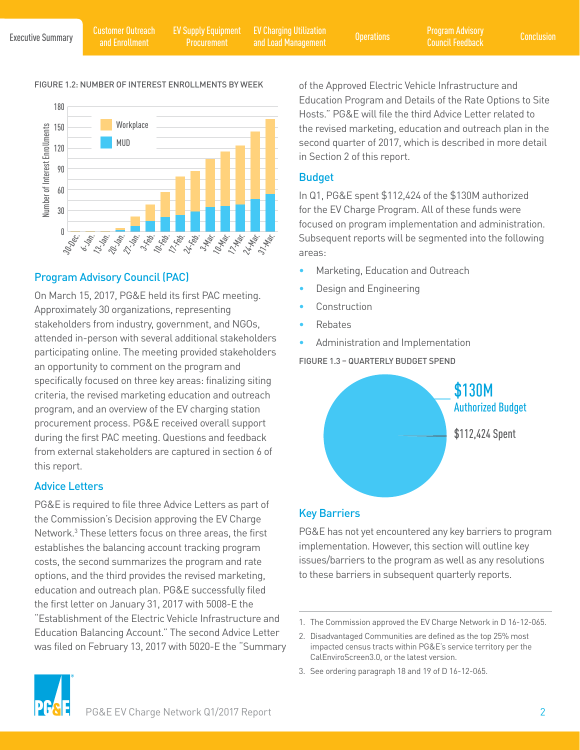FIGURE 1.2: NUMBER OF INTEREST ENROLLMENTS BY WEEK

## Program Advisory Council (PAC)

On March 15, 2017, PG&E held its first PAC meeting. Approximately 30 organizations, representing stakeholders from industry, government, and NGOs, attended in-person with several additional stakeholders participating online. The meeting provided stakeholders an opportunity to comment on the program and specifically focused on three key areas: finalizing siting criteria, the revised marketing education and outreach program, and an overview of the EV charging station procurement process. PG&E received overall support during the first PAC meeting. Questions and feedback from external stakeholders are captured in section 6 of this report.

## Advice Letters

PG&E is required to file three Advice Letters as part of the Commission's Decision approving the EV Charge Network.[3] These letters focus on three areas, the first establishes the balancing account tracking program costs, the second summarizes the program and rate options, and the third provides the revised marketing, education and outreach plan. PG&E successfully filed the first letter on January 31, 2017 with 5008-E the "Establishment of the Electric Vehicle Infrastructure and Education Balancing Account." The second Advice Letter was filed on February 13, 2017 with 5020-E the "Summary of the Approved Electric Vehicle Infrastructure and Education Program and Details of the Rate Options to Site Hosts." PG&E will file the third Advice Letter related to the revised marketing, education and outreach plan in the second quarter of 2017, which is described in more detail in Section 2 of this report.

## Budget

In Q1, PG&E spent $112,424 of the $130M authorized for the EV Charge Program. All of these funds were focused on program implementation and administration. Subsequent reports will be segmented into the following areas:

- Marketing, Education and Outreach
- Design and Engineering
- Construction
- Rebates
- Administration and Implementation

FIGURE 1.3 – QUARTERLY BUDGET SPEND

## Key Barriers

PG&E has not yet encountered any key barriers to program implementation. However, this section will outline key issues/barriers to the program as well as any resolutions to these barriers in subsequent quarterly reports.

---

1. The Commission approved the EV Charge Network in D 16-12-065.
2. Disadvantaged Communities are defined as the top 25% most impacted census tracts within PG&E's service territory per the CalEnviroScreen3.0, or the latest version.
3. See ordering paragraph 18 and 19 of D 16-12-065.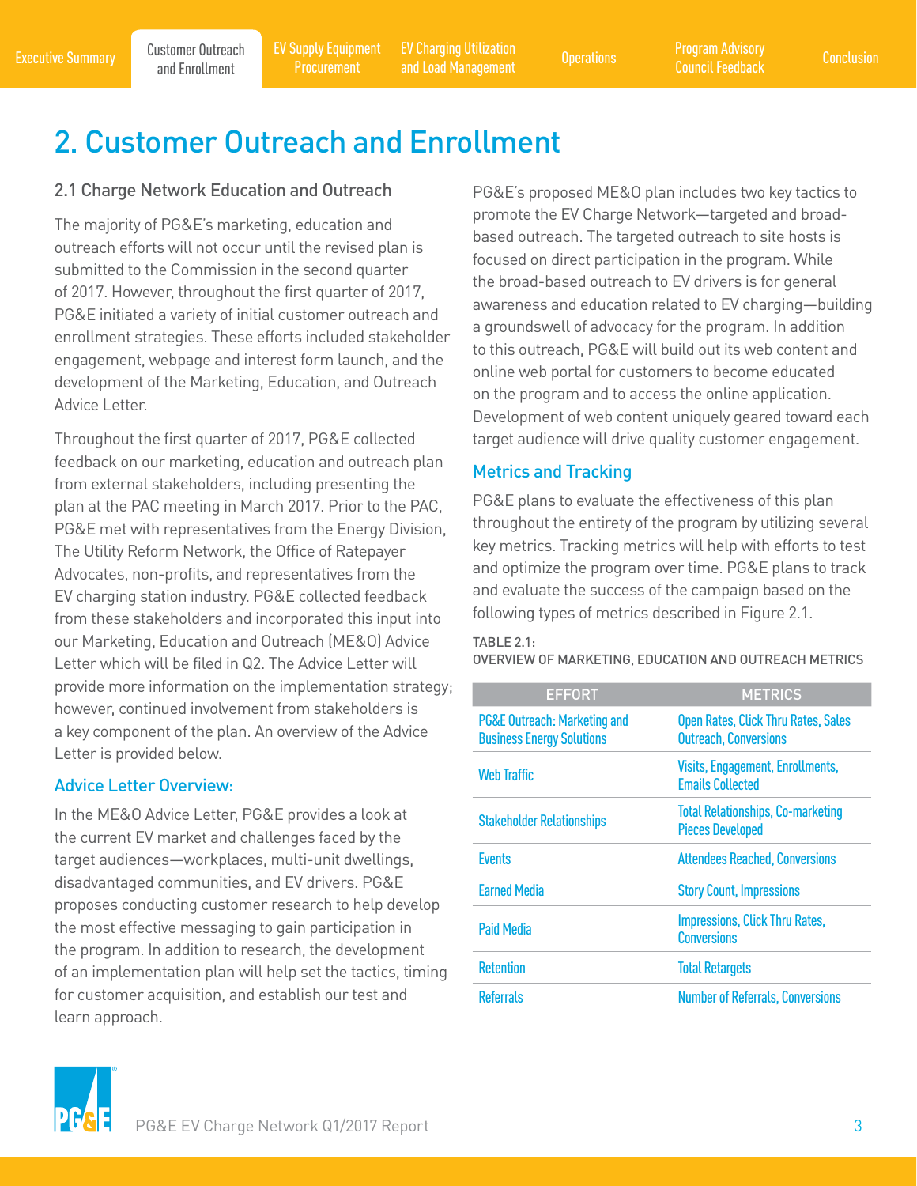# 2. Customer Outreach and Enrollment

## 2.1 Charge Network Education and Outreach

The majority of PG&E's marketing, education and outreach efforts will not occur until the revised plan is submitted to the Commission in the second quarter of 2017. However, throughout the first quarter of 2017, PG&E initiated a variety of initial customer outreach and enrollment strategies. These efforts included stakeholder engagement, webpage and interest form launch, and the development of the Marketing, Education, and Outreach Advice Letter.

Throughout the first quarter of 2017, PG&E collected feedback on our marketing, education and outreach plan from external stakeholders, including presenting the plan at the PAC meeting in March 2017. Prior to the PAC, PG&E met with representatives from the Energy Division, The Utility Reform Network, the Office of Ratepayer Advocates, non-profits, and representatives from the EV charging station industry. PG&E collected feedback from these stakeholders and incorporated this input into our Marketing, Education and Outreach (ME&O) Advice Letter which will be filed in Q2. The Advice Letter will provide more information on the implementation strategy; however, continued involvement from stakeholders is a key component of the plan. An overview of the Advice Letter is provided below.

### Advice Letter Overview:

In the ME&O Advice Letter, PG&E provides a look at the current EV market and challenges faced by the target audiences—workplaces, multi-unit dwellings, disadvantaged communities, and EV drivers. PG&E proposes conducting customer research to help develop the most effective messaging to gain participation in the program. In addition to research, the development of an implementation plan will help set the tactics, timing for customer acquisition, and establish our test and learn approach.

PG&E's proposed ME&O plan includes two key tactics to promote the EV Charge Network—targeted and broad-based outreach. The targeted outreach to site hosts is focused on direct participation in the program. While the broad-based outreach to EV drivers is for general awareness and education related to EV charging—building a groundswell of advocacy for the program. In addition to this outreach, PG&E will build out its web content and online web portal for customers to become educated on the program and to access the online application. Development of web content uniquely geared toward each target audience will drive quality customer engagement.

### Metrics and Tracking

PG&E plans to evaluate the effectiveness of this plan throughout the entirety of the program by utilizing several key metrics. Tracking metrics will help with efforts to test and optimize the program over time. PG&E plans to track and evaluate the success of the campaign based on the following types of metrics described in Figure 2.1.

TABLE 2.1:
OVERVIEW OF MARKETING, EDUCATION AND OUTREACH METRICS

| EFFORT | METRICS |
|---|---|
| PG&E Outreach: Marketing and Business Energy Solutions | Open Rates, Click Thru Rates, Sales Outreach, Conversions |
| Web Traffic | Visits, Engagement, Enrollments, Emails Collected |
| Stakeholder Relationships | Total Relationships, Co-marketing Pieces Developed |
| Events | Attendees Reached, Conversions |
| Earned Media | Story Count, Impressions |
| Paid Media | Impressions, Click Thru Rates, Conversions |
| Retention | Total Retargets |
| Referrals | Number of Referrals, Conversions |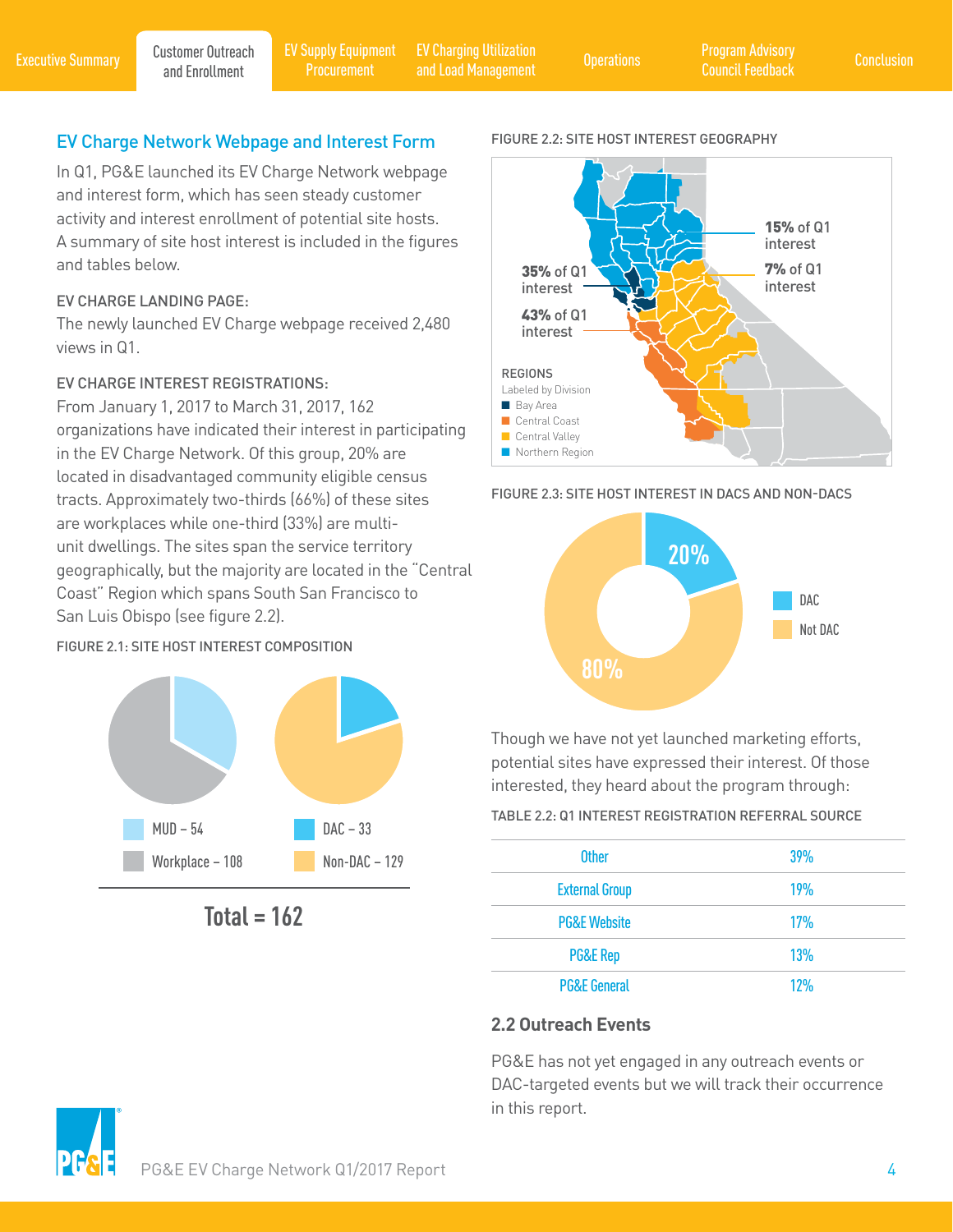## EV Charge Network Webpage and Interest Form

In Q1, PG&E launched its EV Charge Network webpage and interest form, which has seen steady customer activity and interest enrollment of potential site hosts. A summary of site host interest is included in the figures and tables below.

EV CHARGE LANDING PAGE:
The newly launched EV Charge webpage received 2,480 views in Q1.

EV CHARGE INTEREST REGISTRATIONS:
From January 1, 2017 to March 31, 2017, 162 organizations have indicated their interest in participating in the EV Charge Network. Of this group, 20% are located in disadvantaged community eligible census tracts. Approximately two-thirds (66%) of these sites are workplaces while one-third (33%) are multi-unit dwellings. The sites span the service territory geographically, but the majority are located in the "Central Coast" Region which spans South San Francisco to San Luis Obispo (see figure 2.2).

FIGURE 2.1: SITE HOST INTEREST COMPOSITION

MUD – 54
Workplace – 108
DAC – 33
Non-DAC – 129

Total = 162

FIGURE 2.2: SITE HOST INTEREST GEOGRAPHY

15% of Q1 interest
7% of Q1 interest
35% of Q1 interest
43% of Q1 interest

REGIONS
Labeled by Division
- Bay Area
- Central Coast
- Central Valley
- Northern Region

FIGURE 2.3: SITE HOST INTEREST IN DACS AND NON-DACS

20% DAC
80% Not DAC

Though we have not yet launched marketing efforts, potential sites have expressed their interest. Of those interested, they heard about the program through:

TABLE 2.2: Q1 INTEREST REGISTRATION REFERRAL SOURCE

| | |
|---|---|
| Other | 39% |
| External Group | 19% |
| PG&E Website | 17% |
| PG&E Rep | 13% |
| PG&E General | 12% |

### 2.2 Outreach Events

PG&E has not yet engaged in any outreach events or DAC-targeted events but we will track their occurrence in this report.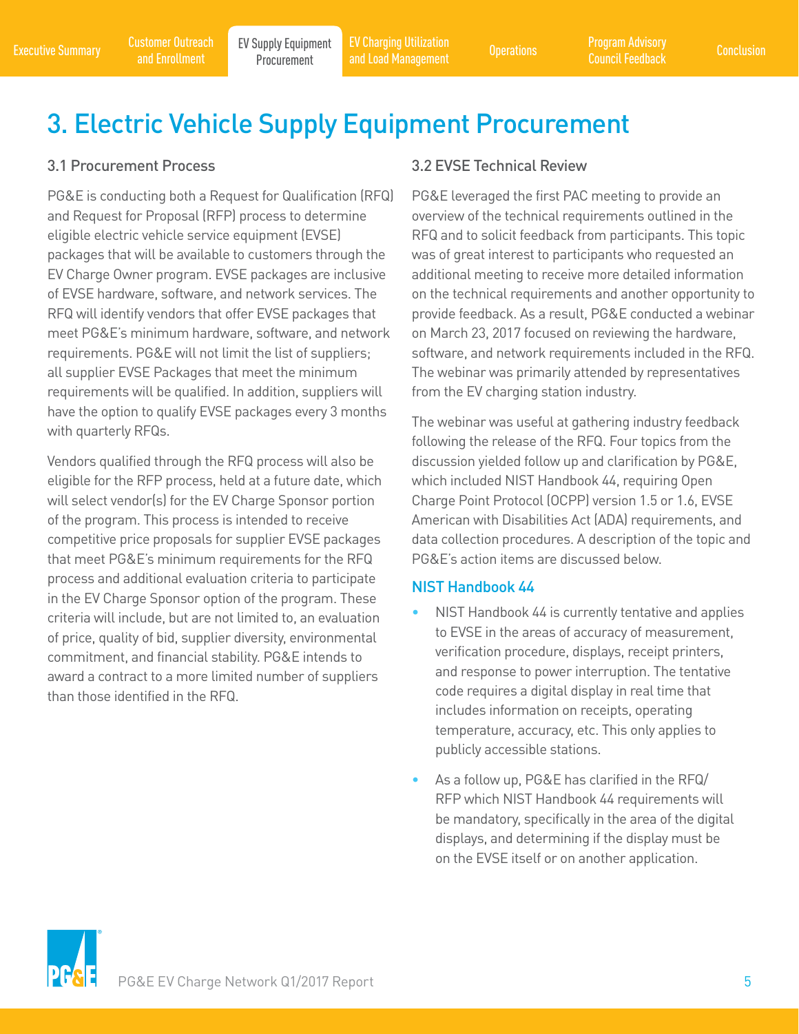# 3. Electric Vehicle Supply Equipment Procurement

## 3.1 Procurement Process

PG&E is conducting both a Request for Qualification (RFQ) and Request for Proposal (RFP) process to determine eligible electric vehicle service equipment (EVSE) packages that will be available to customers through the EV Charge Owner program. EVSE packages are inclusive of EVSE hardware, software, and network services. The RFQ will identify vendors that offer EVSE packages that meet PG&E's minimum hardware, software, and network requirements. PG&E will not limit the list of suppliers; all supplier EVSE Packages that meet the minimum requirements will be qualified. In addition, suppliers will have the option to qualify EVSE packages every 3 months with quarterly RFQs.

Vendors qualified through the RFQ process will also be eligible for the RFP process, held at a future date, which will select vendor(s) for the EV Charge Sponsor portion of the program. This process is intended to receive competitive price proposals for supplier EVSE packages that meet PG&E's minimum requirements for the RFQ process and additional evaluation criteria to participate in the EV Charge Sponsor option of the program. These criteria will include, but are not limited to, an evaluation of price, quality of bid, supplier diversity, environmental commitment, and financial stability. PG&E intends to award a contract to a more limited number of suppliers than those identified in the RFQ.

## 3.2 EVSE Technical Review

PG&E leveraged the first PAC meeting to provide an overview of the technical requirements outlined in the RFQ and to solicit feedback from participants. This topic was of great interest to participants who requested an additional meeting to receive more detailed information on the technical requirements and another opportunity to provide feedback. As a result, PG&E conducted a webinar on March 23, 2017 focused on reviewing the hardware, software, and network requirements included in the RFQ. The webinar was primarily attended by representatives from the EV charging station industry.

The webinar was useful at gathering industry feedback following the release of the RFQ. Four topics from the discussion yielded follow up and clarification by PG&E, which included NIST Handbook 44, requiring Open Charge Point Protocol (OCPP) version 1.5 or 1.6, EVSE American with Disabilities Act (ADA) requirements, and data collection procedures. A description of the topic and PG&E's action items are discussed below.

### NIST Handbook 44

- NIST Handbook 44 is currently tentative and applies to EVSE in the areas of accuracy of measurement, verification procedure, displays, receipt printers, and response to power interruption. The tentative code requires a digital display in real time that includes information on receipts, operating temperature, accuracy, etc. This only applies to publicly accessible stations.
- As a follow up, PG&E has clarified in the RFQ/RFP which NIST Handbook 44 requirements will be mandatory, specifically in the area of the digital displays, and determining if the display must be on the EVSE itself or on another application.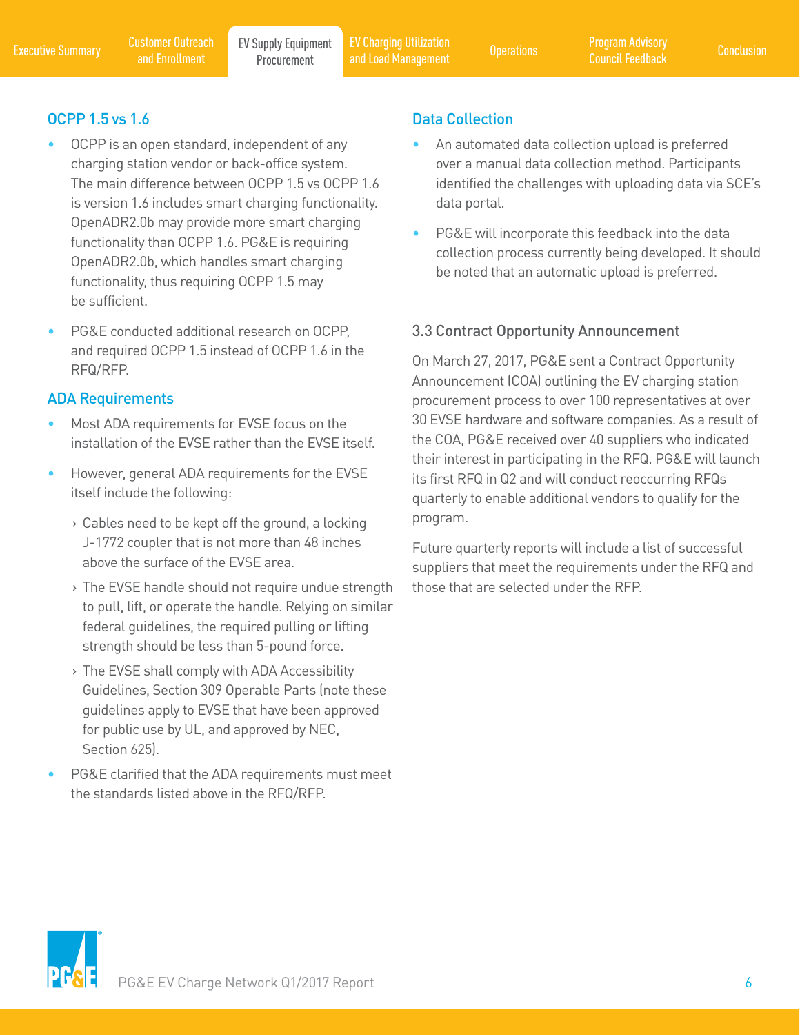### OCPP 1.5 vs 1.6

- OCPP is an open standard, independent of any charging station vendor or back-office system. The main difference between OCPP 1.5 vs OCPP 1.6 is version 1.6 includes smart charging functionality. OpenADR2.0b may provide more smart charging functionality than OCPP 1.6. PG&E is requiring OpenADR2.0b, which handles smart charging functionality, thus requiring OCPP 1.5 may be sufficient.
- PG&E conducted additional research on OCPP, and required OCPP 1.5 instead of OCPP 1.6 in the RFQ/RFP.

### ADA Requirements

- Most ADA requirements for EVSE focus on the installation of the EVSE rather than the EVSE itself.
- However, general ADA requirements for the EVSE itself include the following:
  - Cables need to be kept off the ground, a locking J-1772 coupler that is not more than 48 inches above the surface of the EVSE area.
  - The EVSE handle should not require undue strength to pull, lift, or operate the handle. Relying on similar federal guidelines, the required pulling or lifting strength should be less than 5-pound force.
  - The EVSE shall comply with ADA Accessibility Guidelines, Section 309 Operable Parts (note these guidelines apply to EVSE that have been approved for public use by UL, and approved by NEC, Section 625).
- PG&E clarified that the ADA requirements must meet the standards listed above in the RFQ/RFP.

### Data Collection

- An automated data collection upload is preferred over a manual data collection method. Participants identified the challenges with uploading data via SCE's data portal.
- PG&E will incorporate this feedback into the data collection process currently being developed. It should be noted that an automatic upload is preferred.

## 3.3 Contract Opportunity Announcement

On March 27, 2017, PG&E sent a Contract Opportunity Announcement (COA) outlining the EV charging station procurement process to over 100 representatives at over 30 EVSE hardware and software companies. As a result of the COA, PG&E received over 40 suppliers who indicated their interest in participating in the RFQ. PG&E will launch its first RFQ in Q2 and will conduct reoccurring RFQs quarterly to enable additional vendors to qualify for the program.

Future quarterly reports will include a list of successful suppliers that meet the requirements under the RFQ and those that are selected under the RFP.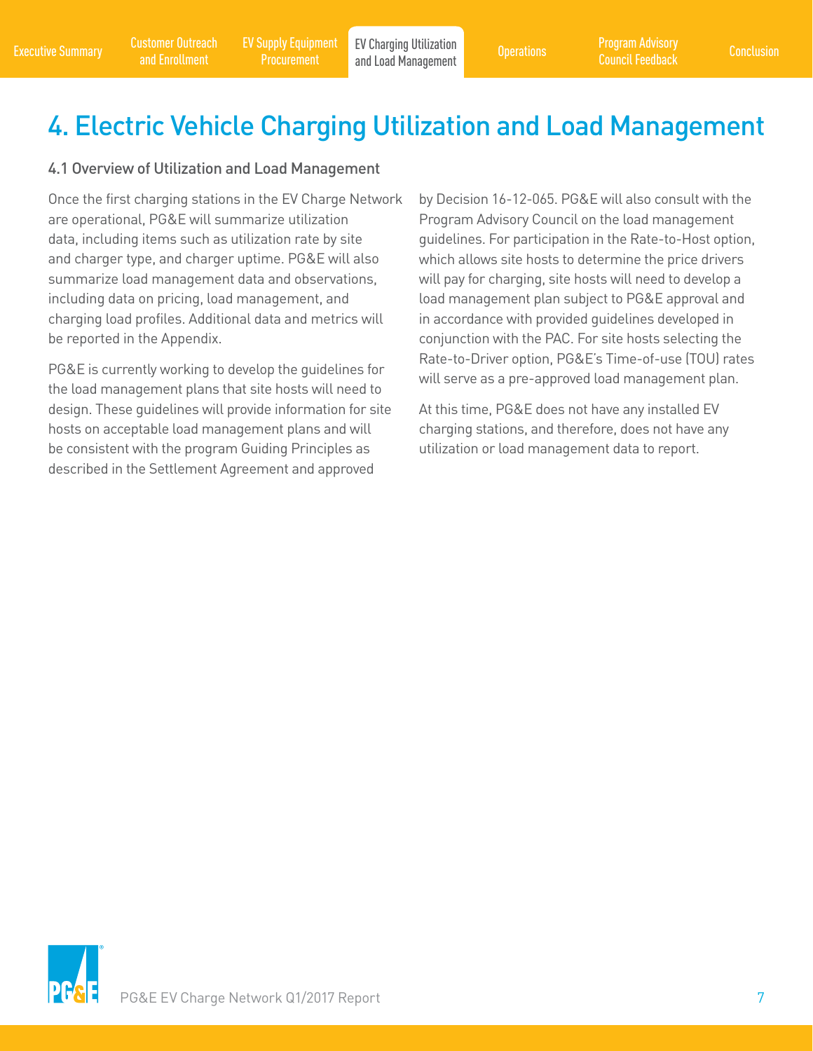# 4. Electric Vehicle Charging Utilization and Load Management

## 4.1 Overview of Utilization and Load Management

Once the first charging stations in the EV Charge Network are operational, PG&E will summarize utilization data, including items such as utilization rate by site and charger type, and charger uptime. PG&E will also summarize load management data and observations, including data on pricing, load management, and charging load profiles. Additional data and metrics will be reported in the Appendix.

PG&E is currently working to develop the guidelines for the load management plans that site hosts will need to design. These guidelines will provide information for site hosts on acceptable load management plans and will be consistent with the program Guiding Principles as described in the Settlement Agreement and approved by Decision 16-12-065. PG&E will also consult with the Program Advisory Council on the load management guidelines. For participation in the Rate-to-Host option, which allows site hosts to determine the price drivers will pay for charging, site hosts will need to develop a load management plan subject to PG&E approval and in accordance with provided guidelines developed in conjunction with the PAC. For site hosts selecting the Rate-to-Driver option, PG&E's Time-of-use (TOU) rates will serve as a pre-approved load management plan.

At this time, PG&E does not have any installed EV charging stations, and therefore, does not have any utilization or load management data to report.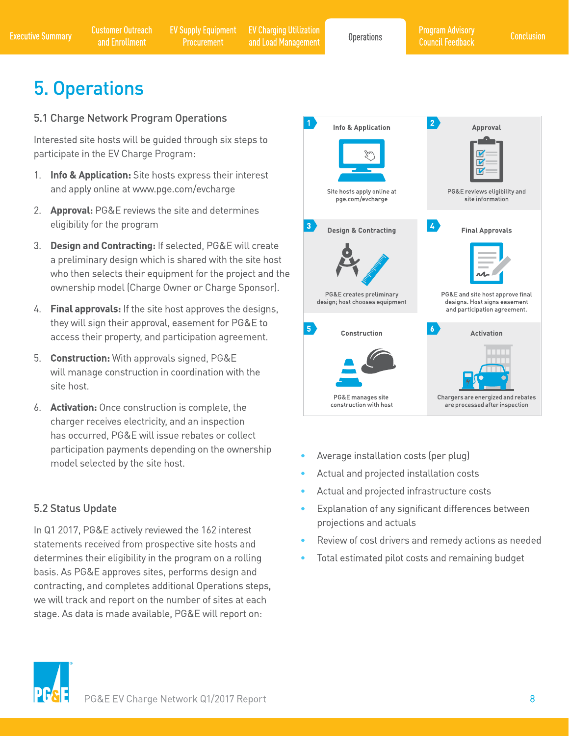# 5. Operations

## 5.1 Charge Network Program Operations

Interested site hosts will be guided through six steps to participate in the EV Charge Program:

1. **Info & Application:** Site hosts express their interest and apply online at www.pge.com/evcharge
2. **Approval:** PG&E reviews the site and determines eligibility for the program
3. **Design and Contracting:** If selected, PG&E will create a preliminary design which is shared with the site host who then selects their equipment for the project and the ownership model (Charge Owner or Charge Sponsor).
4. **Final approvals:** If the site host approves the designs, they will sign their approval, easement for PG&E to access their property, and participation agreement.
5. **Construction:** With approvals signed, PG&E will manage construction in coordination with the site host.
6. **Activation:** Once construction is complete, the charger receives electricity, and an inspection has occurred, PG&E will issue rebates or collect participation payments depending on the ownership model selected by the site host.

1 **Info & Application** — Site hosts apply online at pge.com/evcharge

2 **Approval** — PG&E reviews eligibility and site information

3 **Design & Contracting** — PG&E creates preliminary design; host chooses equipment

4 **Final Approvals** — PG&E and site host approve final designs. Host signs easement and participation agreement.

5 **Construction** — PG&E manages site construction with host

6 **Activation** — Chargers are energized and rebates are processed after inspection

## 5.2 Status Update

In Q1 2017, PG&E actively reviewed the 162 interest statements received from prospective site hosts and determines their eligibility in the program on a rolling basis. As PG&E approves sites, performs design and contracting, and completes additional Operations steps, we will track and report on the number of sites at each stage. As data is made available, PG&E will report on:

- Average installation costs (per plug)
- Actual and projected installation costs
- Actual and projected infrastructure costs
- Explanation of any significant differences between projections and actuals
- Review of cost drivers and remedy actions as needed
- Total estimated pilot costs and remaining budget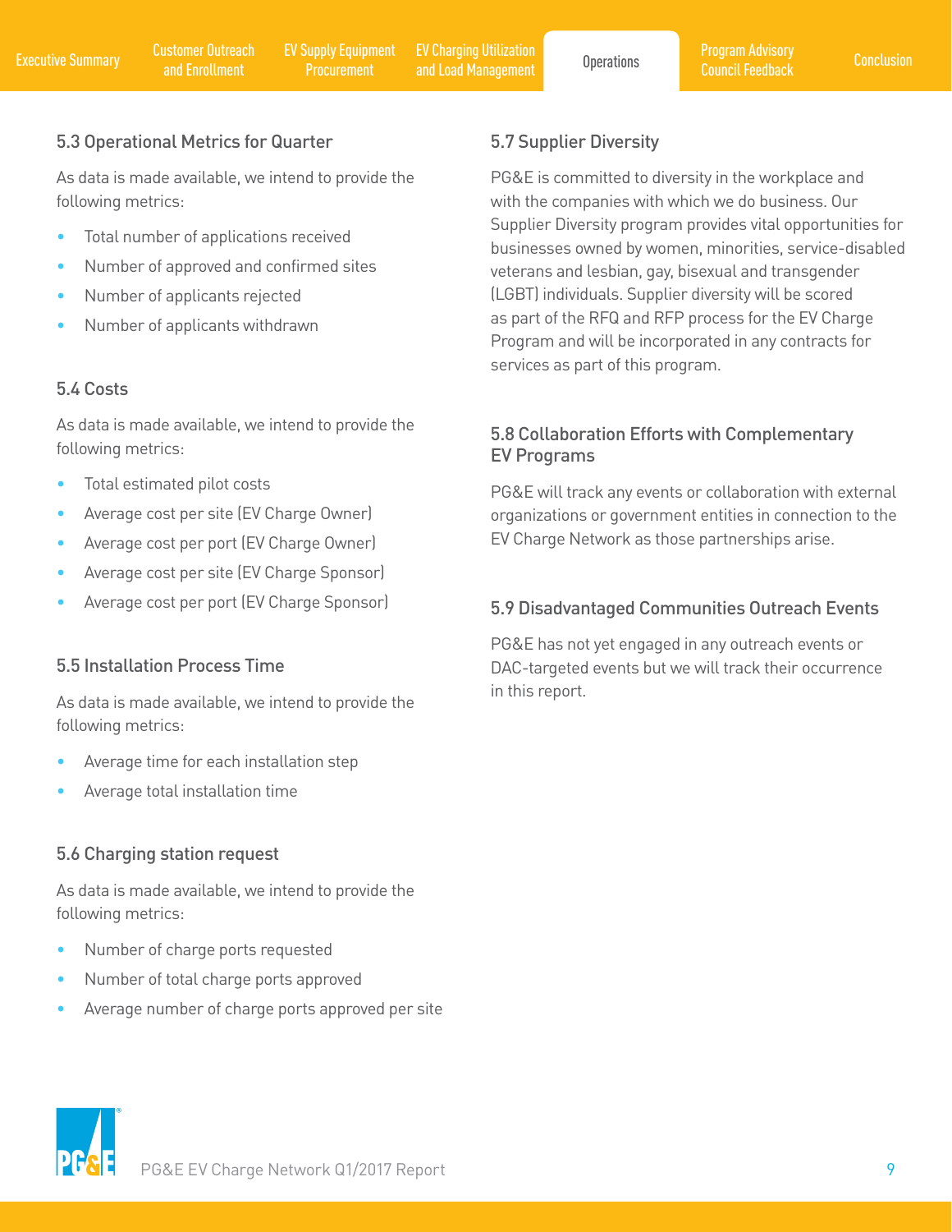### 5.3 Operational Metrics for Quarter

As data is made available, we intend to provide the following metrics:

- Total number of applications received
- Number of approved and confirmed sites
- Number of applicants rejected
- Number of applicants withdrawn

### 5.4 Costs

As data is made available, we intend to provide the following metrics:

- Total estimated pilot costs
- Average cost per site (EV Charge Owner)
- Average cost per port (EV Charge Owner)
- Average cost per site (EV Charge Sponsor)
- Average cost per port (EV Charge Sponsor)

### 5.5 Installation Process Time

As data is made available, we intend to provide the following metrics:

- Average time for each installation step
- Average total installation time

### 5.6 Charging station request

As data is made available, we intend to provide the following metrics:

- Number of charge ports requested
- Number of total charge ports approved
- Average number of charge ports approved per site

### 5.7 Supplier Diversity

PG&E is committed to diversity in the workplace and with the companies with which we do business. Our Supplier Diversity program provides vital opportunities for businesses owned by women, minorities, service-disabled veterans and lesbian, gay, bisexual and transgender (LGBT) individuals. Supplier diversity will be scored as part of the RFQ and RFP process for the EV Charge Program and will be incorporated in any contracts for services as part of this program.

### 5.8 Collaboration Efforts with Complementary EV Programs

PG&E will track any events or collaboration with external organizations or government entities in connection to the EV Charge Network as those partnerships arise.

### 5.9 Disadvantaged Communities Outreach Events

PG&E has not yet engaged in any outreach events or DAC-targeted events but we will track their occurrence in this report.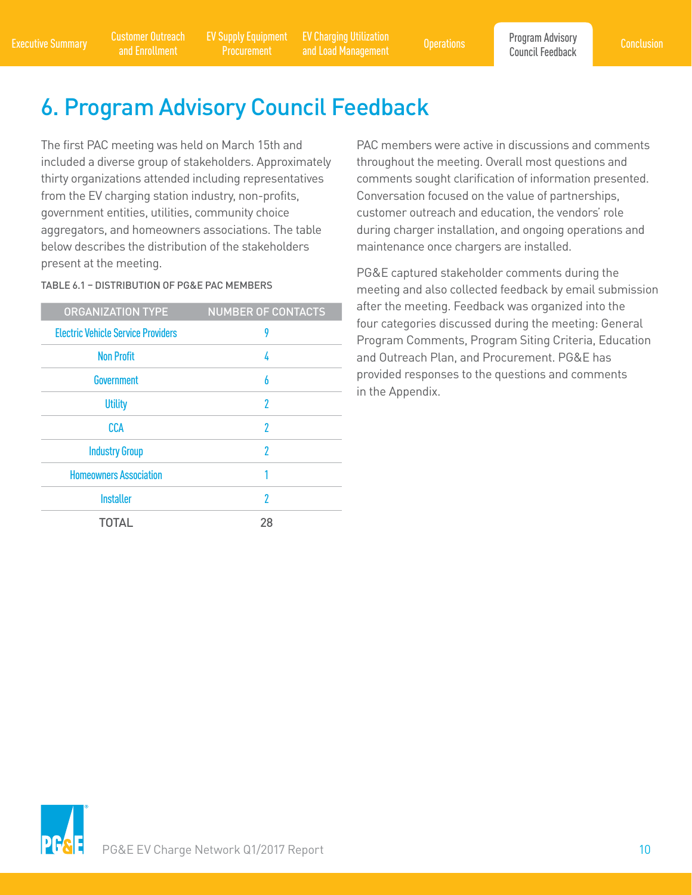# 6. Program Advisory Council Feedback

The first PAC meeting was held on March 15th and included a diverse group of stakeholders. Approximately thirty organizations attended including representatives from the EV charging station industry, non-profits, government entities, utilities, community choice aggregators, and homeowners associations. The table below describes the distribution of the stakeholders present at the meeting.

TABLE 6.1 – DISTRIBUTION OF PG&E PAC MEMBERS

| ORGANIZATION TYPE | NUMBER OF CONTACTS |
|---|---|
| Electric Vehicle Service Providers | 9 |
| Non Profit | 4 |
| Government | 6 |
| Utility | 2 |
| CCA | 2 |
| Industry Group | 2 |
| Homeowners Association | 1 |
| Installer | 2 |
| TOTAL | 28 |

PAC members were active in discussions and comments throughout the meeting. Overall most questions and comments sought clarification of information presented. Conversation focused on the value of partnerships, customer outreach and education, the vendors' role during charger installation, and ongoing operations and maintenance once chargers are installed.

PG&E captured stakeholder comments during the meeting and also collected feedback by email submission after the meeting. Feedback was organized into the four categories discussed during the meeting: General Program Comments, Program Siting Criteria, Education and Outreach Plan, and Procurement. PG&E has provided responses to the questions and comments in the Appendix.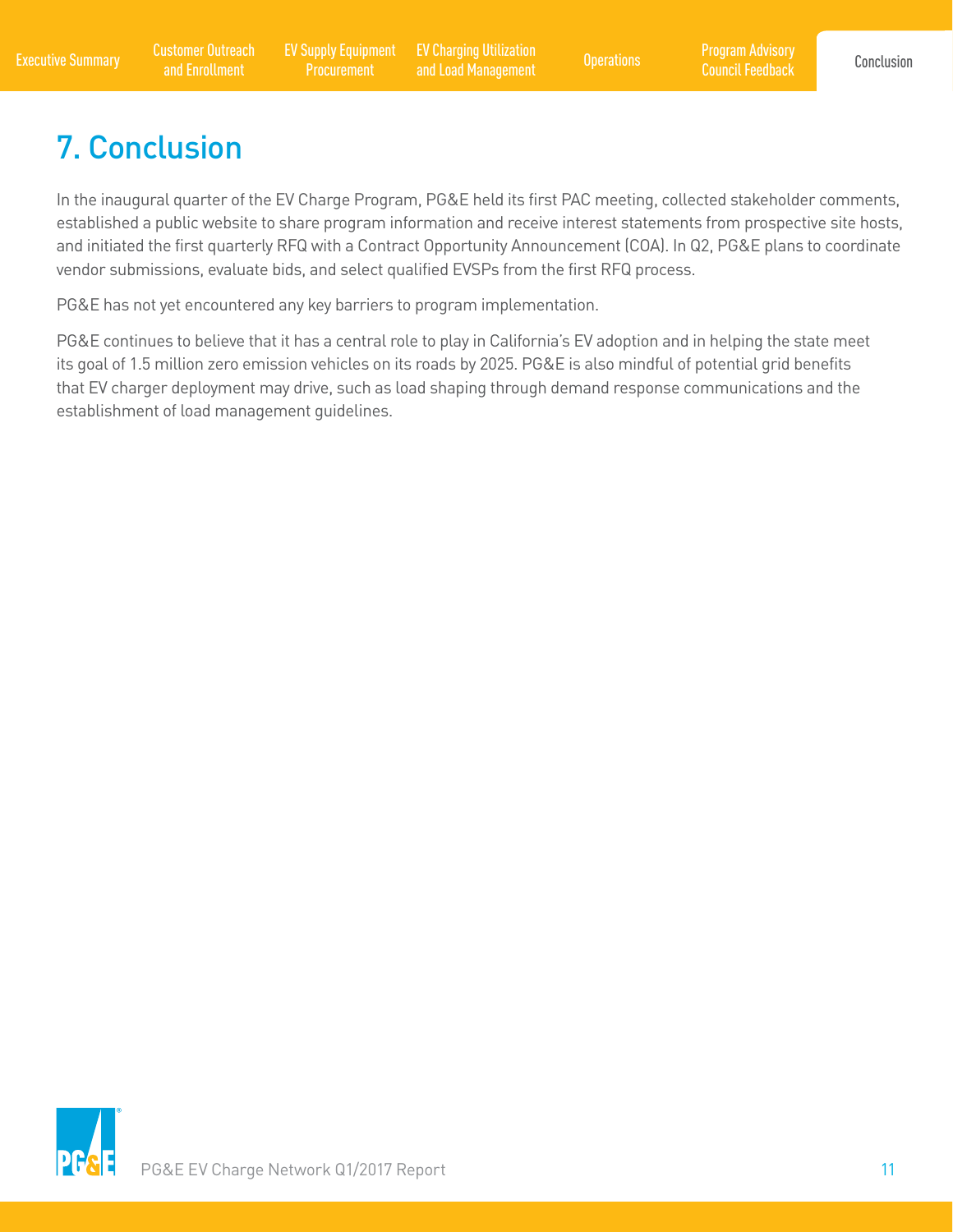# 7. Conclusion

In the inaugural quarter of the EV Charge Program, PG&E held its first PAC meeting, collected stakeholder comments, established a public website to share program information and receive interest statements from prospective site hosts, and initiated the first quarterly RFQ with a Contract Opportunity Announcement (COA). In Q2, PG&E plans to coordinate vendor submissions, evaluate bids, and select qualified EVSPs from the first RFQ process.

PG&E has not yet encountered any key barriers to program implementation.

PG&E continues to believe that it has a central role to play in California's EV adoption and in helping the state meet its goal of 1.5 million zero emission vehicles on its roads by 2025. PG&E is also mindful of potential grid benefits that EV charger deployment may drive, such as load shaping through demand response communications and the establishment of load management guidelines.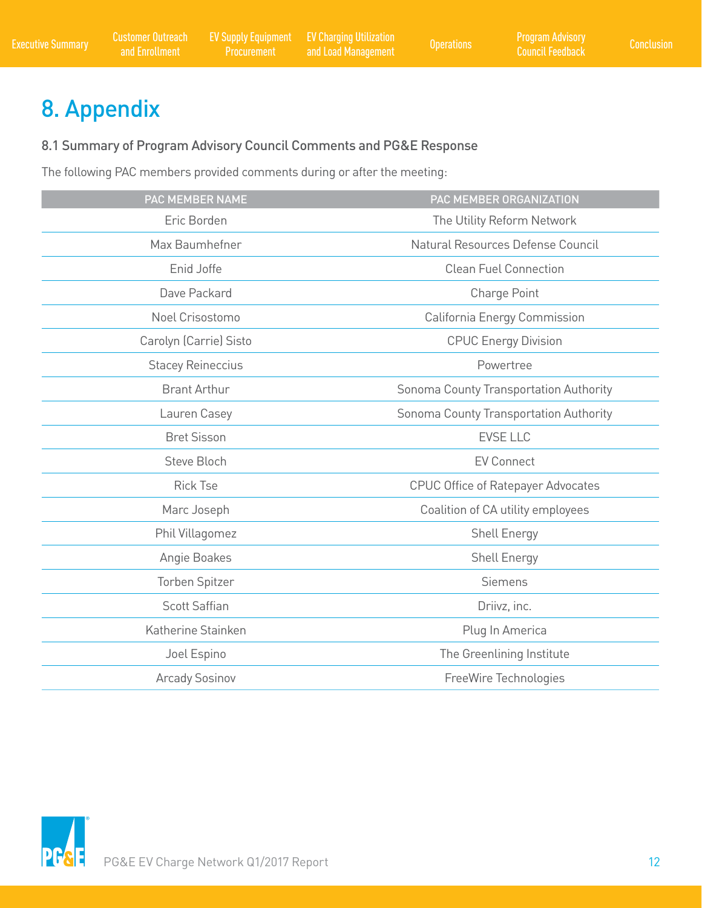# 8. Appendix

### 8.1 Summary of Program Advisory Council Comments and PG&E Response

The following PAC members provided comments during or after the meeting:

| PAC MEMBER NAME | PAC MEMBER ORGANIZATION |
|---|---|
| Eric Borden | The Utility Reform Network |
| Max Baumhefner | Natural Resources Defense Council |
| Enid Joffe | Clean Fuel Connection |
| Dave Packard | Charge Point |
| Noel Crisostomo | California Energy Commission |
| Carolyn (Carrie) Sisto | CPUC Energy Division |
| Stacey Reineccius | Powertree |
| Brant Arthur | Sonoma County Transportation Authority |
| Lauren Casey | Sonoma County Transportation Authority |
| Bret Sisson | EVSE LLC |
| Steve Bloch | EV Connect |
| Rick Tse | CPUC Office of Ratepayer Advocates |
| Marc Joseph | Coalition of CA utility employees |
| Phil Villagomez | Shell Energy |
| Angie Boakes | Shell Energy |
| Torben Spitzer | Siemens |
| Scott Saffian | Driivz, inc. |
| Katherine Stainken | Plug In America |
| Joel Espino | The Greenlining Institute |
| Arcady Sosinov | FreeWire Technologies |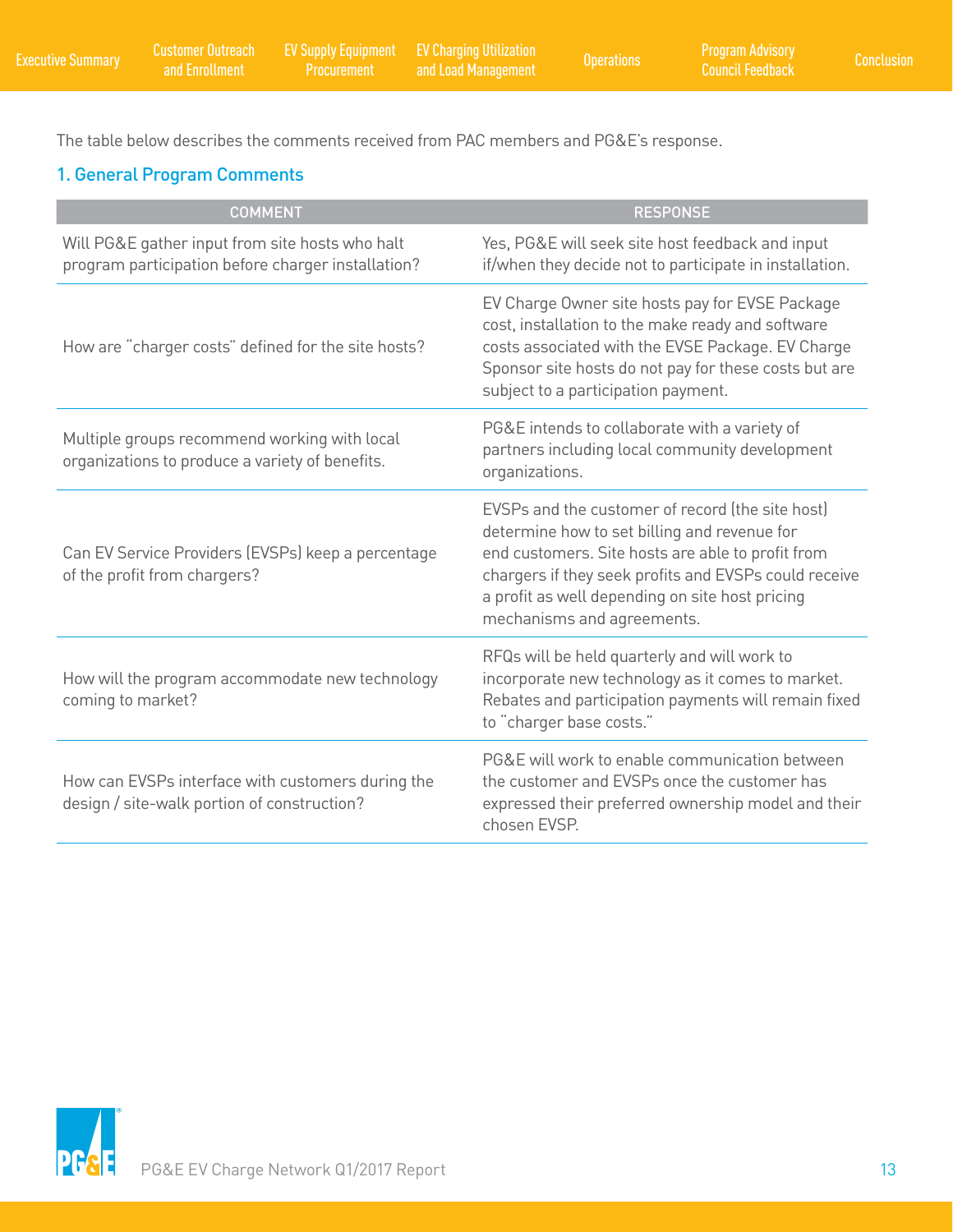The table below describes the comments received from PAC members and PG&E's response.

### 1. General Program Comments

| COMMENT | RESPONSE |
| --- | --- |
| Will PG&E gather input from site hosts who halt program participation before charger installation? | Yes, PG&E will seek site host feedback and input if/when they decide not to participate in installation. |
| How are "charger costs" defined for the site hosts? | EV Charge Owner site hosts pay for EVSE Package cost, installation to the make ready and software costs associated with the EVSE Package. EV Charge Sponsor site hosts do not pay for these costs but are subject to a participation payment. |
| Multiple groups recommend working with local organizations to produce a variety of benefits. | PG&E intends to collaborate with a variety of partners including local community development organizations. |
| Can EV Service Providers (EVSPs) keep a percentage of the profit from chargers? | EVSPs and the customer of record (the site host) determine how to set billing and revenue for end customers. Site hosts are able to profit from chargers if they seek profits and EVSPs could receive a profit as well depending on site host pricing mechanisms and agreements. |
| How will the program accommodate new technology coming to market? | RFQs will be held quarterly and will work to incorporate new technology as it comes to market. Rebates and participation payments will remain fixed to "charger base costs." |
| How can EVSPs interface with customers during the design / site-walk portion of construction? | PG&E will work to enable communication between the customer and EVSPs once the customer has expressed their preferred ownership model and their chosen EVSP. |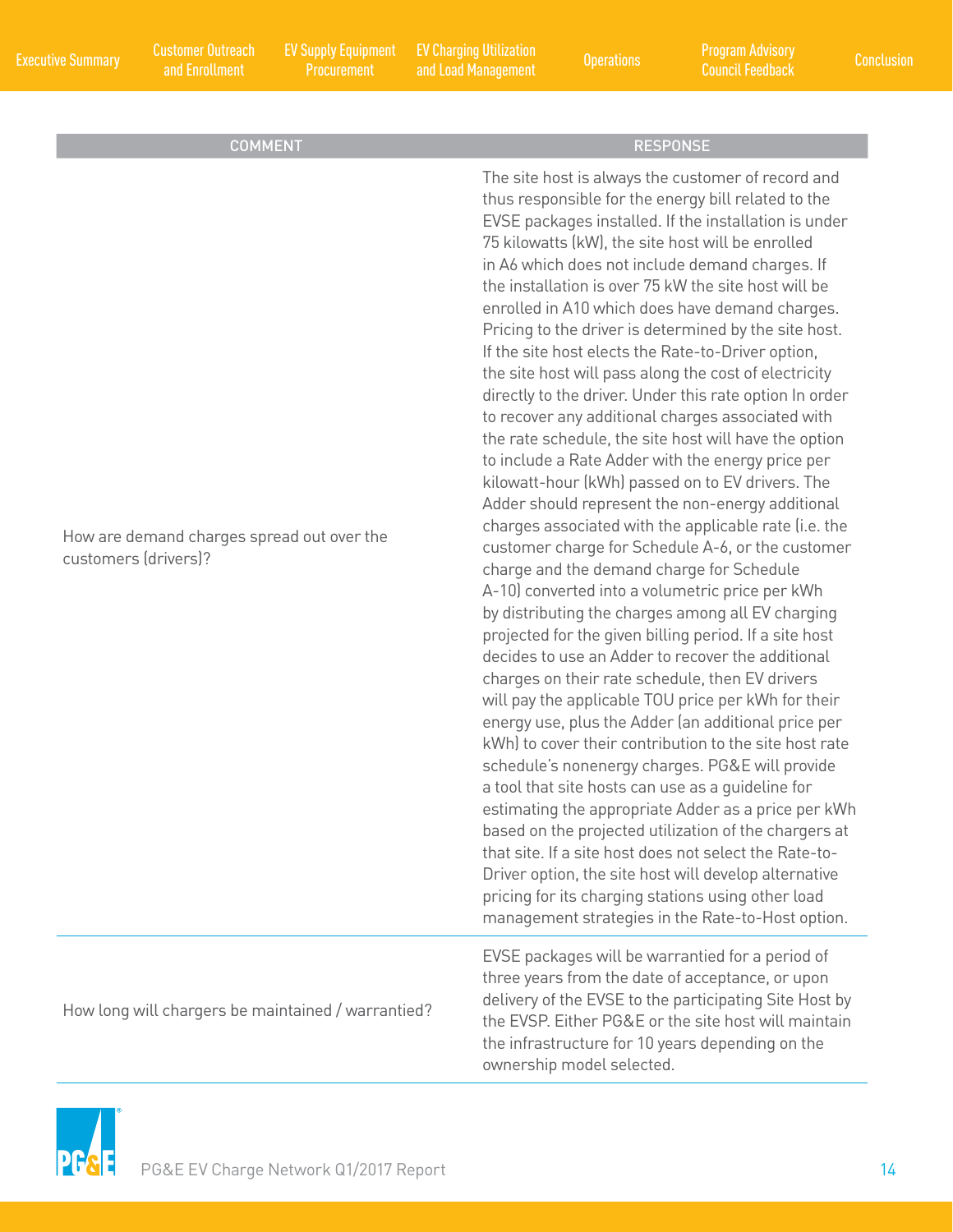| COMMENT | RESPONSE |
|---|---|
| How are demand charges spread out over the customers (drivers)? | The site host is always the customer of record and thus responsible for the energy bill related to the EVSE packages installed. If the installation is under 75 kilowatts (kW), the site host will be enrolled in A6 which does not include demand charges. If the installation is over 75 kW the site host will be enrolled in A10 which does have demand charges. Pricing to the driver is determined by the site host. If the site host elects the Rate-to-Driver option, the site host will pass along the cost of electricity directly to the driver. Under this rate option In order to recover any additional charges associated with the rate schedule, the site host will have the option to include a Rate Adder with the energy price per kilowatt-hour (kWh) passed on to EV drivers. The Adder should represent the non-energy additional charges associated with the applicable rate (i.e. the customer charge for Schedule A-6, or the customer charge and the demand charge for Schedule A-10) converted into a volumetric price per kWh by distributing the charges among all EV charging projected for the given billing period. If a site host decides to use an Adder to recover the additional charges on their rate schedule, then EV drivers will pay the applicable TOU price per kWh for their energy use, plus the Adder (an additional price per kWh) to cover their contribution to the site host rate schedule's nonenergy charges. PG&E will provide a tool that site hosts can use as a guideline for estimating the appropriate Adder as a price per kWh based on the projected utilization of the chargers at that site. If a site host does not select the Rate-to-Driver option, the site host will develop alternative pricing for its charging stations using other load management strategies in the Rate-to-Host option. |
| How long will chargers be maintained / warrantied? | EVSE packages will be warrantied for a period of three years from the date of acceptance, or upon delivery of the EVSE to the participating Site Host by the EVSP. Either PG&E or the site host will maintain the infrastructure for 10 years depending on the ownership model selected. |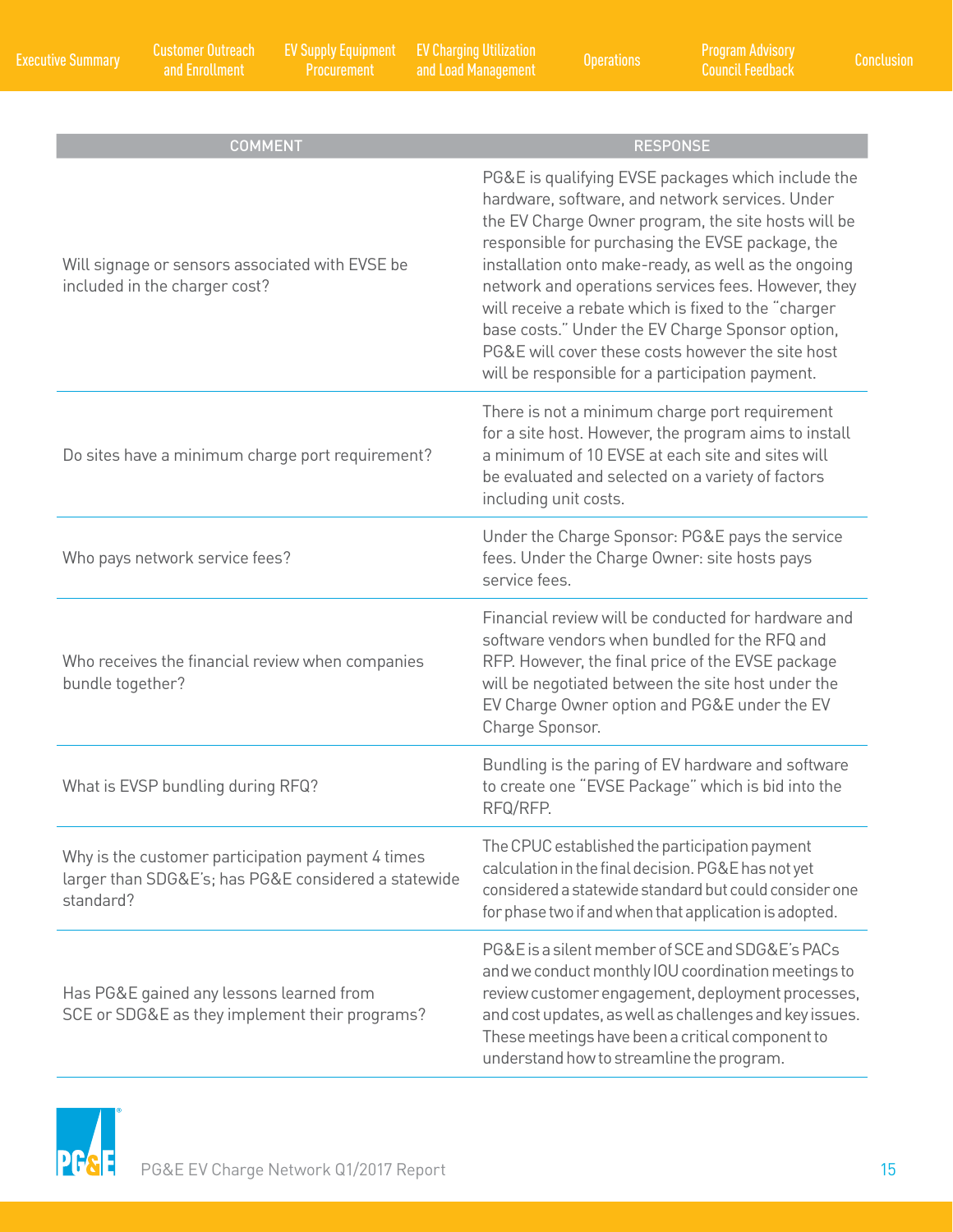| COMMENT | RESPONSE |
|---|---|
| Will signage or sensors associated with EVSE be included in the charger cost? | PG&E is qualifying EVSE packages which include the hardware, software, and network services. Under the EV Charge Owner program, the site hosts will be responsible for purchasing the EVSE package, the installation onto make-ready, as well as the ongoing network and operations services fees. However, they will receive a rebate which is fixed to the "charger base costs." Under the EV Charge Sponsor option, PG&E will cover these costs however the site host will be responsible for a participation payment. |
| Do sites have a minimum charge port requirement? | There is not a minimum charge port requirement for a site host. However, the program aims to install a minimum of 10 EVSE at each site and sites will be evaluated and selected on a variety of factors including unit costs. |
| Who pays network service fees? | Under the Charge Sponsor: PG&E pays the service fees. Under the Charge Owner: site hosts pays service fees. |
| Who receives the financial review when companies bundle together? | Financial review will be conducted for hardware and software vendors when bundled for the RFQ and RFP. However, the final price of the EVSE package will be negotiated between the site host under the EV Charge Owner option and PG&E under the EV Charge Sponsor. |
| What is EVSP bundling during RFQ? | Bundling is the paring of EV hardware and software to create one "EVSE Package" which is bid into the RFQ/RFP. |
| Why is the customer participation payment 4 times larger than SDG&E's; has PG&E considered a statewide standard? | The CPUC established the participation payment calculation in the final decision. PG&E has not yet considered a statewide standard but could consider one for phase two if and when that application is adopted. |
| Has PG&E gained any lessons learned from SCE or SDG&E as they implement their programs? | PG&E is a silent member of SCE and SDG&E's PACs and we conduct monthly IOU coordination meetings to review customer engagement, deployment processes, and cost updates, as well as challenges and key issues. These meetings have been a critical component to understand how to streamline the program. |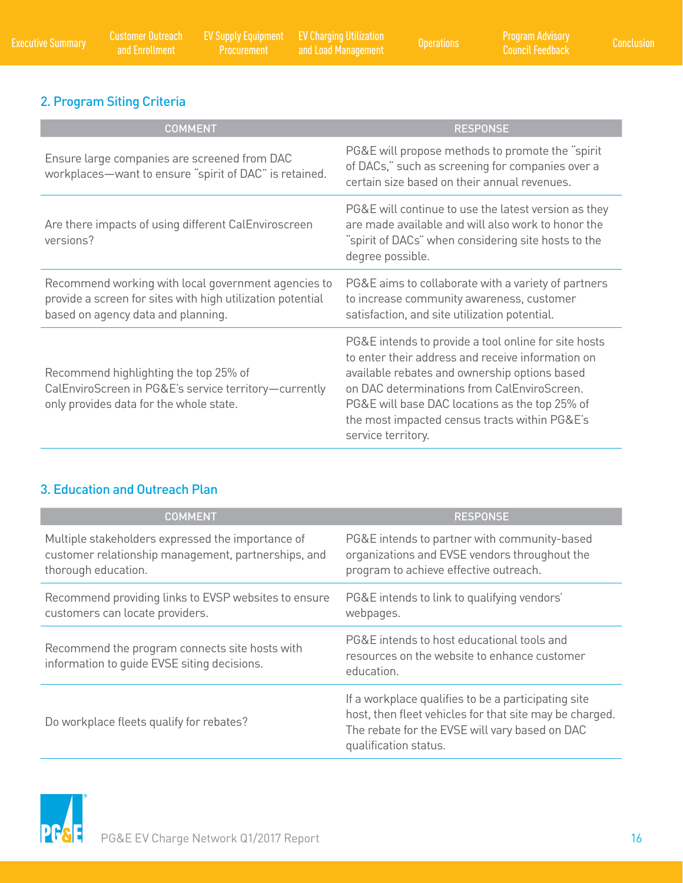## 2. Program Siting Criteria

| COMMENT | RESPONSE |
|---|---|
| Ensure large companies are screened from DAC workplaces—want to ensure "spirit of DAC" is retained. | PG&E will propose methods to promote the "spirit of DACs," such as screening for companies over a certain size based on their annual revenues. |
| Are there impacts of using different CalEnviroscreen versions? | PG&E will continue to use the latest version as they are made available and will also work to honor the "spirit of DACs" when considering site hosts to the degree possible. |
| Recommend working with local government agencies to provide a screen for sites with high utilization potential based on agency data and planning. | PG&E aims to collaborate with a variety of partners to increase community awareness, customer satisfaction, and site utilization potential. |
| Recommend highlighting the top 25% of CalEnviroScreen in PG&E's service territory—currently only provides data for the whole state. | PG&E intends to provide a tool online for site hosts to enter their address and receive information on available rebates and ownership options based on DAC determinations from CalEnviroScreen. PG&E will base DAC locations as the top 25% of the most impacted census tracts within PG&E's service territory. |

## 3. Education and Outreach Plan

| COMMENT | RESPONSE |
|---|---|
| Multiple stakeholders expressed the importance of customer relationship management, partnerships, and thorough education. | PG&E intends to partner with community-based organizations and EVSE vendors throughout the program to achieve effective outreach. |
| Recommend providing links to EVSP websites to ensure customers can locate providers. | PG&E intends to link to qualifying vendors' webpages. |
| Recommend the program connects site hosts with information to guide EVSE siting decisions. | PG&E intends to host educational tools and resources on the website to enhance customer education. |
| Do workplace fleets qualify for rebates? | If a workplace qualifies to be a participating site host, then fleet vehicles for that site may be charged. The rebate for the EVSE will vary based on DAC qualification status. |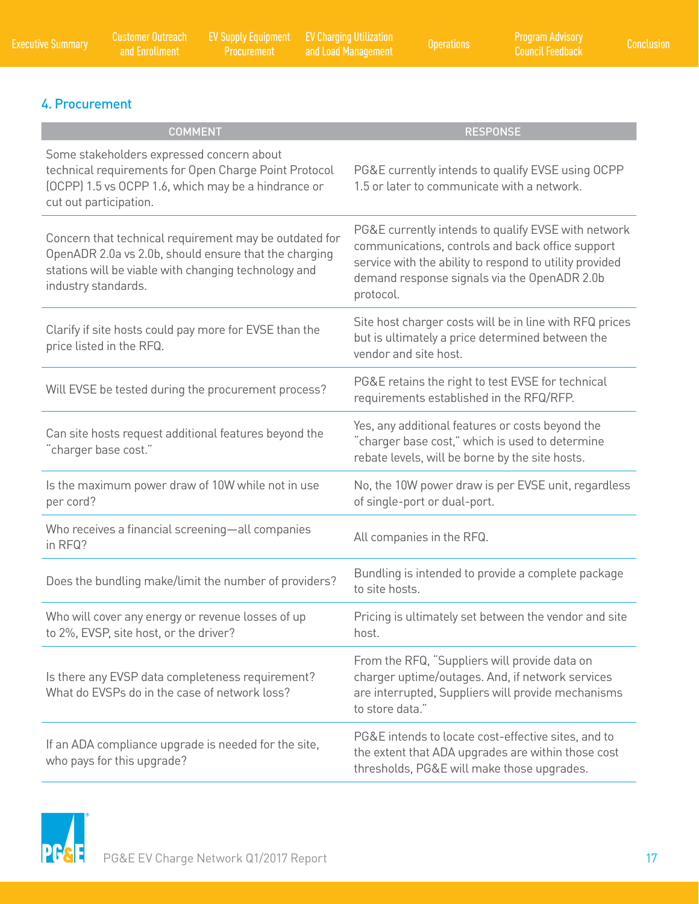## 4. Procurement

| COMMENT | RESPONSE |
|---|---|
| Some stakeholders expressed concern about technical requirements for Open Charge Point Protocol (OCPP) 1.5 vs OCPP 1.6, which may be a hindrance or cut out participation. | PG&E currently intends to qualify EVSE using OCPP 1.5 or later to communicate with a network. |
| Concern that technical requirement may be outdated for OpenADR 2.0a vs 2.0b, should ensure that the charging stations will be viable with changing technology and industry standards. | PG&E currently intends to qualify EVSE with network communications, controls and back office support service with the ability to respond to utility provided demand response signals via the OpenADR 2.0b protocol. |
| Clarify if site hosts could pay more for EVSE than the price listed in the RFQ. | Site host charger costs will be in line with RFQ prices but is ultimately a price determined between the vendor and site host. |
| Will EVSE be tested during the procurement process? | PG&E retains the right to test EVSE for technical requirements established in the RFQ/RFP. |
| Can site hosts request additional features beyond the "charger base cost." | Yes, any additional features or costs beyond the "charger base cost," which is used to determine rebate levels, will be borne by the site hosts. |
| Is the maximum power draw of 10W while not in use per cord? | No, the 10W power draw is per EVSE unit, regardless of single-port or dual-port. |
| Who receives a financial screening—all companies in RFQ? | All companies in the RFQ. |
| Does the bundling make/limit the number of providers? | Bundling is intended to provide a complete package to site hosts. |
| Who will cover any energy or revenue losses of up to 2%, EVSP, site host, or the driver? | Pricing is ultimately set between the vendor and site host. |
| Is there any EVSP data completeness requirement? What do EVSPs do in the case of network loss? | From the RFQ, "Suppliers will provide data on charger uptime/outages. And, if network services are interrupted, Suppliers will provide mechanisms to store data." |
| If an ADA compliance upgrade is needed for the site, who pays for this upgrade? | PG&E intends to locate cost-effective sites, and to the extent that ADA upgrades are within those cost thresholds, PG&E will make those upgrades. |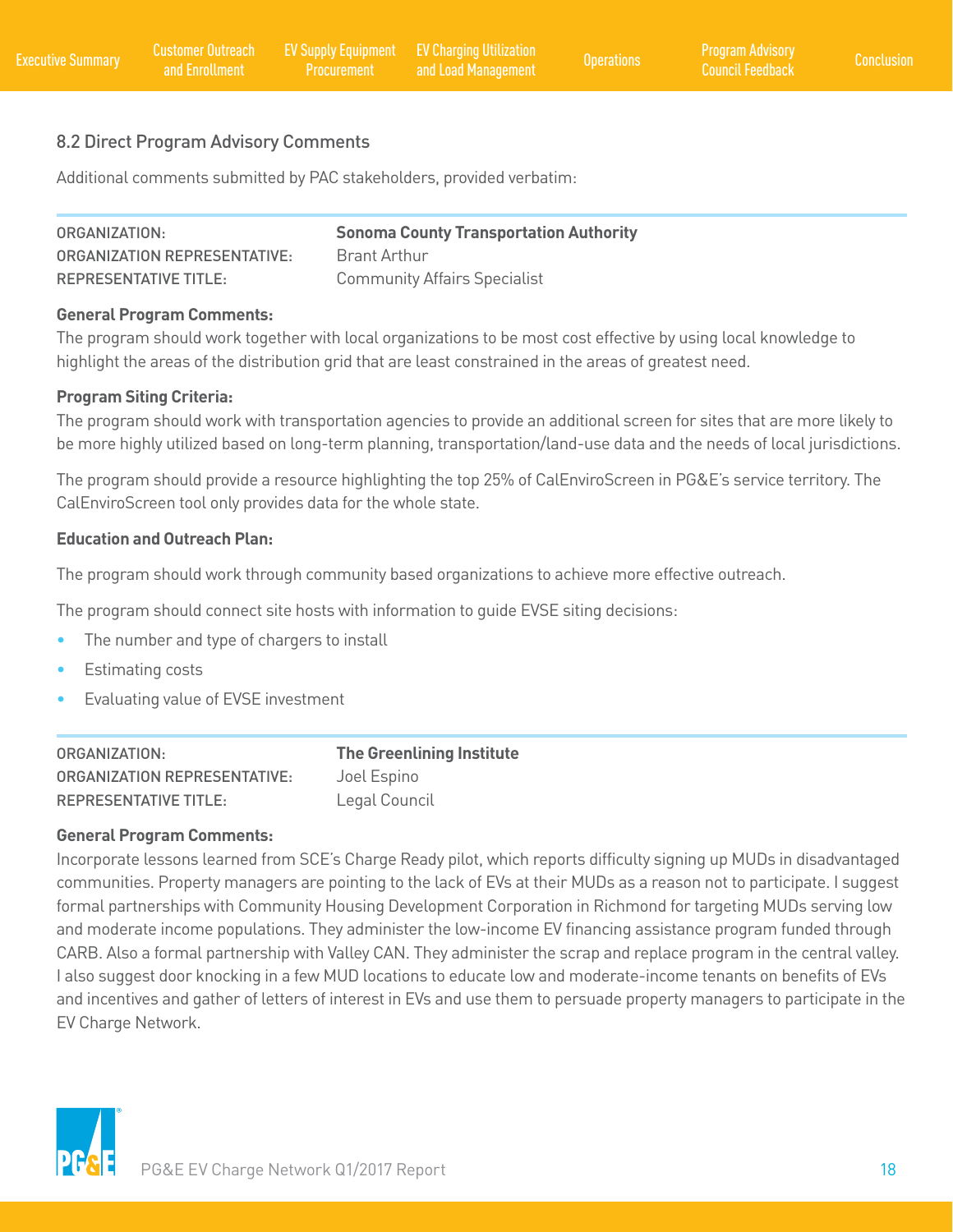## 8.2 Direct Program Advisory Comments

Additional comments submitted by PAC stakeholders, provided verbatim:

| | |
|---|---|
| ORGANIZATION: | **Sonoma County Transportation Authority** |
| ORGANIZATION REPRESENTATIVE: | Brant Arthur |
| REPRESENTATIVE TITLE: | Community Affairs Specialist |

**General Program Comments:**

The program should work together with local organizations to be most cost effective by using local knowledge to highlight the areas of the distribution grid that are least constrained in the areas of greatest need.

**Program Siting Criteria:**

The program should work with transportation agencies to provide an additional screen for sites that are more likely to be more highly utilized based on long-term planning, transportation/land-use data and the needs of local jurisdictions.

The program should provide a resource highlighting the top 25% of CalEnviroScreen in PG&E's service territory. The CalEnviroScreen tool only provides data for the whole state.

**Education and Outreach Plan:**

The program should work through community based organizations to achieve more effective outreach.

The program should connect site hosts with information to guide EVSE siting decisions:

- The number and type of chargers to install
- Estimating costs
- Evaluating value of EVSE investment

| | |
|---|---|
| ORGANIZATION: | **The Greenlining Institute** |
| ORGANIZATION REPRESENTATIVE: | Joel Espino |
| REPRESENTATIVE TITLE: | Legal Council |

**General Program Comments:**

Incorporate lessons learned from SCE's Charge Ready pilot, which reports difficulty signing up MUDs in disadvantaged communities. Property managers are pointing to the lack of EVs at their MUDs as a reason not to participate. I suggest formal partnerships with Community Housing Development Corporation in Richmond for targeting MUDs serving low and moderate income populations. They administer the low-income EV financing assistance program funded through CARB. Also a formal partnership with Valley CAN. They administer the scrap and replace program in the central valley. I also suggest door knocking in a few MUD locations to educate low and moderate-income tenants on benefits of EVs and incentives and gather of letters of interest in EVs and use them to persuade property managers to participate in the EV Charge Network.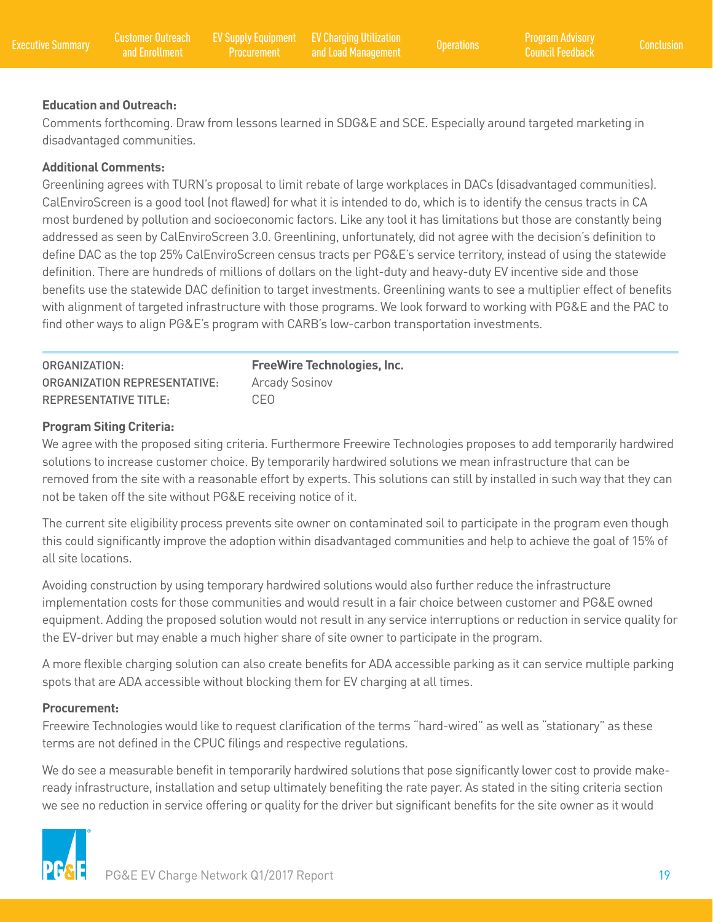**Education and Outreach:**
Comments forthcoming. Draw from lessons learned in SDG&E and SCE. Especially around targeted marketing in disadvantaged communities.

**Additional Comments:**
Greenlining agrees with TURN's proposal to limit rebate of large workplaces in DACs (disadvantaged communities). CalEnviroScreen is a good tool (not flawed) for what it is intended to do, which is to identify the census tracts in CA most burdened by pollution and socioeconomic factors. Like any tool it has limitations but those are constantly being addressed as seen by CalEnviroScreen 3.0. Greenlining, unfortunately, did not agree with the decision's definition to define DAC as the top 25% CalEnviroScreen census tracts per PG&E's service territory, instead of using the statewide definition. There are hundreds of millions of dollars on the light-duty and heavy-duty EV incentive side and those benefits use the statewide DAC definition to target investments. Greenlining wants to see a multiplier effect of benefits with alignment of targeted infrastructure with those programs. We look forward to working with PG&E and the PAC to find other ways to align PG&E's program with CARB's low-carbon transportation investments.

| | |
|---|---|
| ORGANIZATION: | **FreeWire Technologies, Inc.** |
| ORGANIZATION REPRESENTATIVE: | Arcady Sosinov |
| REPRESENTATIVE TITLE: | CEO |

**Program Siting Criteria:**
We agree with the proposed siting criteria. Furthermore Freewire Technologies proposes to add temporarily hardwired solutions to increase customer choice. By temporarily hardwired solutions we mean infrastructure that can be removed from the site with a reasonable effort by experts. This solutions can still by installed in such way that they can not be taken off the site without PG&E receiving notice of it.

The current site eligibility process prevents site owner on contaminated soil to participate in the program even though this could significantly improve the adoption within disadvantaged communities and help to achieve the goal of 15% of all site locations.

Avoiding construction by using temporary hardwired solutions would also further reduce the infrastructure implementation costs for those communities and would result in a fair choice between customer and PG&E owned equipment. Adding the proposed solution would not result in any service interruptions or reduction in service quality for the EV-driver but may enable a much higher share of site owner to participate in the program.

A more flexible charging solution can also create benefits for ADA accessible parking as it can service multiple parking spots that are ADA accessible without blocking them for EV charging at all times.

**Procurement:**
Freewire Technologies would like to request clarification of the terms "hard-wired" as well as "stationary" as these terms are not defined in the CPUC filings and respective regulations.

We do see a measurable benefit in temporarily hardwired solutions that pose significantly lower cost to provide make-ready infrastructure, installation and setup ultimately benefiting the rate payer. As stated in the siting criteria section we see no reduction in service offering or quality for the driver but significant benefits for the site owner as it would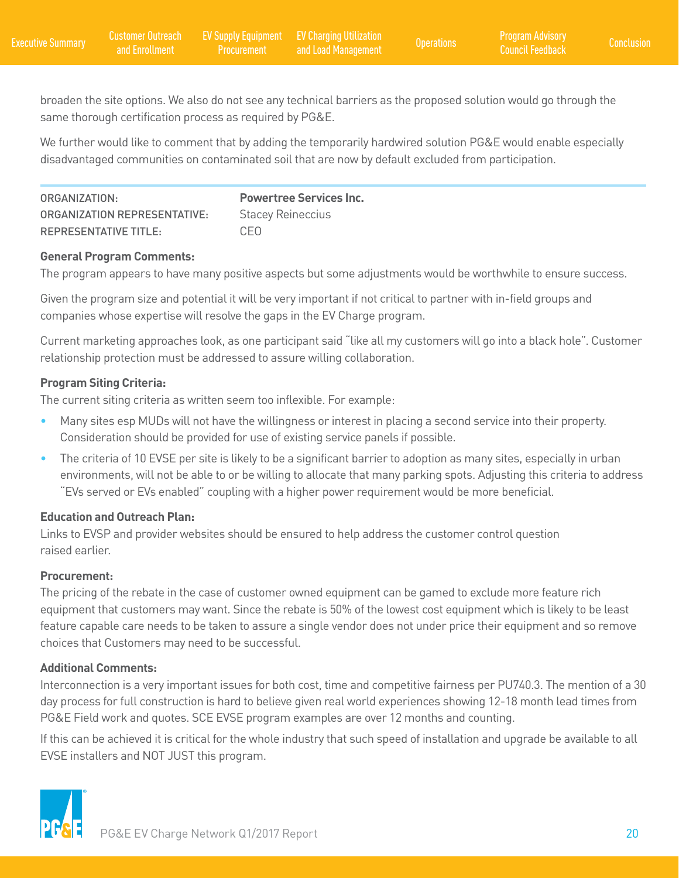broaden the site options. We also do not see any technical barriers as the proposed solution would go through the same thorough certification process as required by PG&E.

We further would like to comment that by adding the temporarily hardwired solution PG&E would enable especially disadvantaged communities on contaminated soil that are now by default excluded from participation.

| | |
|---|---|
| ORGANIZATION: | **Powertree Services Inc.** |
| ORGANIZATION REPRESENTATIVE: | Stacey Reineccius |
| REPRESENTATIVE TITLE: | CEO |

**General Program Comments:**

The program appears to have many positive aspects but some adjustments would be worthwhile to ensure success.

Given the program size and potential it will be very important if not critical to partner with in-field groups and companies whose expertise will resolve the gaps in the EV Charge program.

Current marketing approaches look, as one participant said "like all my customers will go into a black hole". Customer relationship protection must be addressed to assure willing collaboration.

**Program Siting Criteria:**

The current siting criteria as written seem too inflexible. For example:

- Many sites esp MUDs will not have the willingness or interest in placing a second service into their property. Consideration should be provided for use of existing service panels if possible.
- The criteria of 10 EVSE per site is likely to be a significant barrier to adoption as many sites, especially in urban environments, will not be able to or be willing to allocate that many parking spots. Adjusting this criteria to address "EVs served or EVs enabled" coupling with a higher power requirement would be more beneficial.

**Education and Outreach Plan:**

Links to EVSP and provider websites should be ensured to help address the customer control question raised earlier.

**Procurement:**

The pricing of the rebate in the case of customer owned equipment can be gamed to exclude more feature rich equipment that customers may want. Since the rebate is 50% of the lowest cost equipment which is likely to be least feature capable care needs to be taken to assure a single vendor does not under price their equipment and so remove choices that Customers may need to be successful.

**Additional Comments:**

Interconnection is a very important issues for both cost, time and competitive fairness per PU740.3. The mention of a 30 day process for full construction is hard to believe given real world experiences showing 12-18 month lead times from PG&E Field work and quotes. SCE EVSE program examples are over 12 months and counting.

If this can be achieved it is critical for the whole industry that such speed of installation and upgrade be available to all EVSE installers and NOT JUST this program.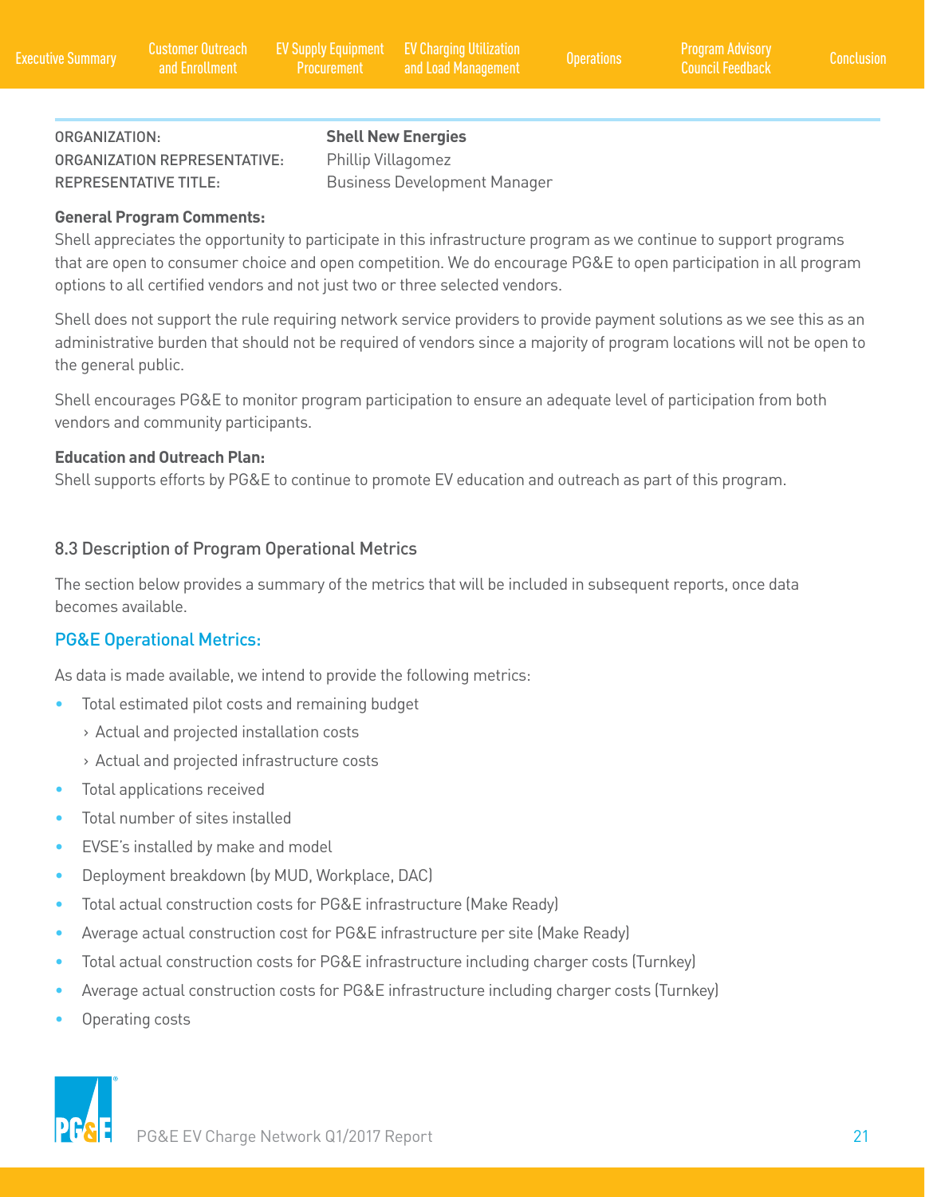ORGANIZATION: **Shell New Energies**
ORGANIZATION REPRESENTATIVE: Phillip Villagomez
REPRESENTATIVE TITLE: Business Development Manager

**General Program Comments:**
Shell appreciates the opportunity to participate in this infrastructure program as we continue to support programs that are open to consumer choice and open competition. We do encourage PG&E to open participation in all program options to all certified vendors and not just two or three selected vendors.

Shell does not support the rule requiring network service providers to provide payment solutions as we see this as an administrative burden that should not be required of vendors since a majority of program locations will not be open to the general public.

Shell encourages PG&E to monitor program participation to ensure an adequate level of participation from both vendors and community participants.

**Education and Outreach Plan:**
Shell supports efforts by PG&E to continue to promote EV education and outreach as part of this program.

## 8.3 Description of Program Operational Metrics

The section below provides a summary of the metrics that will be included in subsequent reports, once data becomes available.

### PG&E Operational Metrics:

As data is made available, we intend to provide the following metrics:

- Total estimated pilot costs and remaining budget
  - Actual and projected installation costs
  - Actual and projected infrastructure costs
- Total applications received
- Total number of sites installed
- EVSE's installed by make and model
- Deployment breakdown (by MUD, Workplace, DAC)
- Total actual construction costs for PG&E infrastructure (Make Ready)
- Average actual construction cost for PG&E infrastructure per site (Make Ready)
- Total actual construction costs for PG&E infrastructure including charger costs (Turnkey)
- Average actual construction costs for PG&E infrastructure including charger costs (Turnkey)
- Operating costs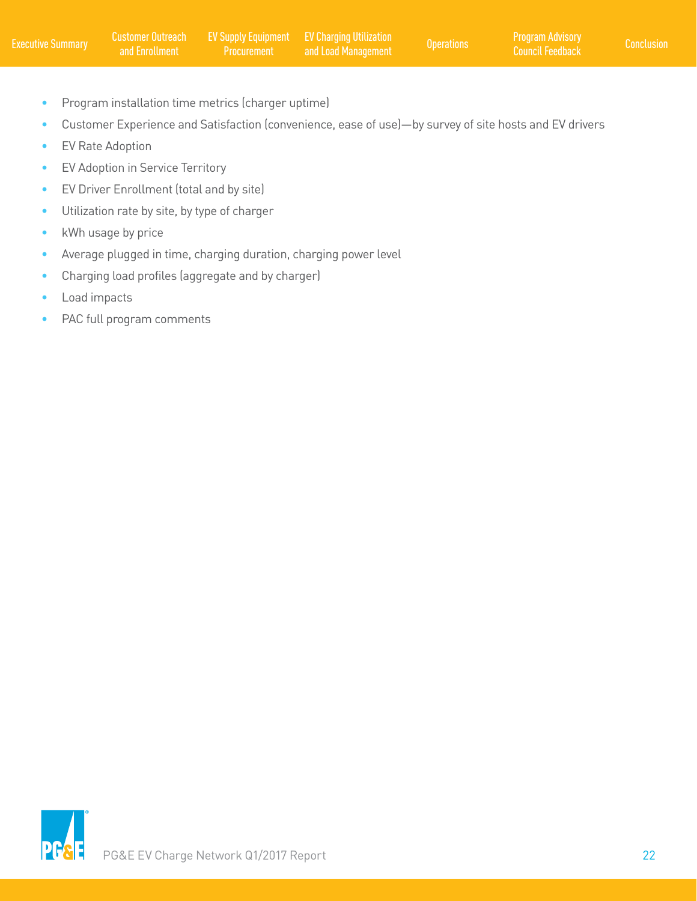- Program installation time metrics (charger uptime)
- Customer Experience and Satisfaction (convenience, ease of use)—by survey of site hosts and EV drivers
- EV Rate Adoption
- EV Adoption in Service Territory
- EV Driver Enrollment (total and by site)
- Utilization rate by site, by type of charger
- kWh usage by price
- Average plugged in time, charging duration, charging power level
- Charging load profiles (aggregate and by charger)
- Load impacts
- PAC full program comments